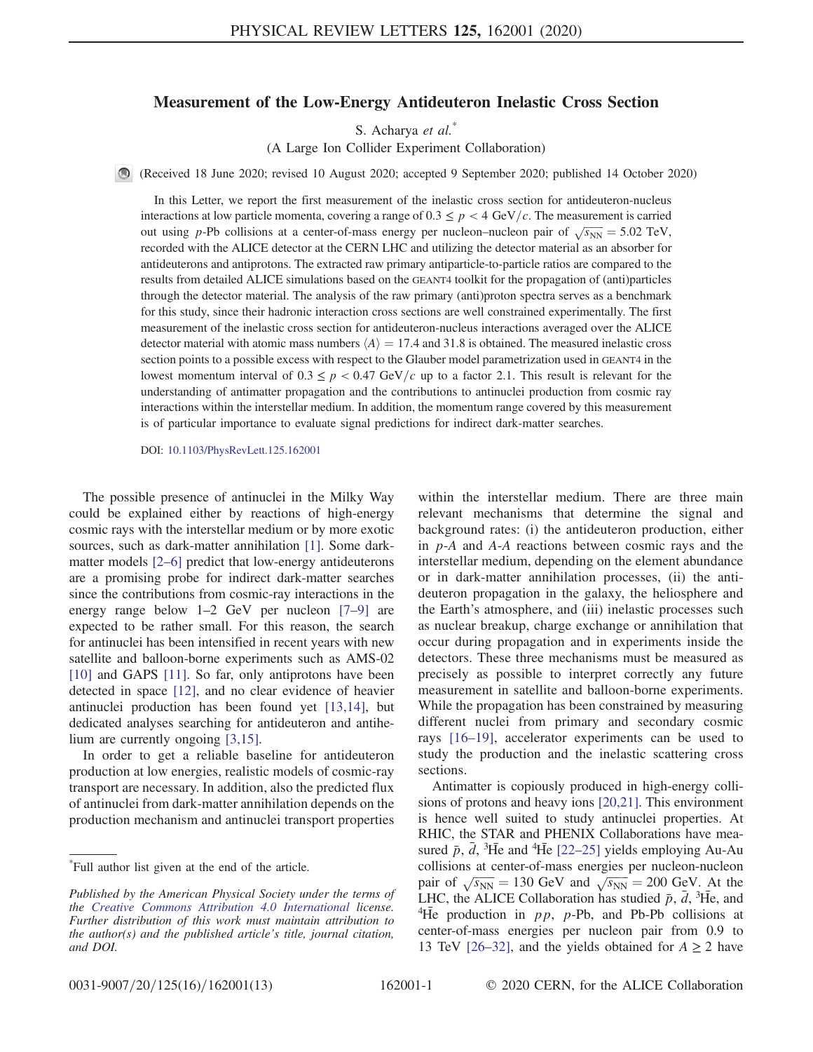# Measurement of the Low-Energy Antideuteron Inelastic Cross Section

S. Acharya *et al.*[*]

(A Large Ion Collider Experiment Collaboration)

(Received 18 June 2020; revised 10 August 2020; accepted 9 September 2020; published 14 October 2020)

In this Letter, we report the first measurement of the inelastic cross section for antideuteron-nucleus interactions at low particle momenta, covering a range of $0.3 \leq p < 4$ GeV/$c$. The measurement is carried out using $p$-Pb collisions at a center-of-mass energy per nucleon–nucleon pair of $\sqrt{s_{\mathrm{NN}}} = 5.02$ TeV, recorded with the ALICE detector at the CERN LHC and utilizing the detector material as an absorber for antideuterons and antiprotons. The extracted raw primary antiparticle-to-particle ratios are compared to the results from detailed ALICE simulations based on the GEANT4 toolkit for the propagation of (anti)particles through the detector material. The analysis of the raw primary (anti)proton spectra serves as a benchmark for this study, since their hadronic interaction cross sections are well constrained experimentally. The first measurement of the inelastic cross section for antideuteron-nucleus interactions averaged over the ALICE detector material with atomic mass numbers $\langle A \rangle = 17.4$ and 31.8 is obtained. The measured inelastic cross section points to a possible excess with respect to the Glauber model parametrization used in GEANT4 in the lowest momentum interval of $0.3 \leq p < 0.47$ GeV/$c$ up to a factor 2.1. This result is relevant for the understanding of antimatter propagation and the contributions to antinuclei production from cosmic ray interactions within the interstellar medium. In addition, the momentum range covered by this measurement is of particular importance to evaluate signal predictions for indirect dark-matter searches.

DOI: 10.1103/PhysRevLett.125.162001

The possible presence of antinuclei in the Milky Way could be explained either by reactions of high-energy cosmic rays with the interstellar medium or by more exotic sources, such as dark-matter annihilation [1]. Some dark-matter models [2–6] predict that low-energy antideuterons are a promising probe for indirect dark-matter searches since the contributions from cosmic-ray interactions in the energy range below 1–2 GeV per nucleon [7–9] are expected to be rather small. For this reason, the search for antinuclei has been intensified in recent years with new satellite and balloon-borne experiments such as AMS-02 [10] and GAPS [11]. So far, only antiprotons have been detected in space [12], and no clear evidence of heavier antinuclei production has been found yet [13,14], but dedicated analyses searching for antideuteron and antihelium are currently ongoing [3,15].

In order to get a reliable baseline for antideuteron production at low energies, realistic models of cosmic-ray transport are necessary. In addition, also the predicted flux of antinuclei from dark-matter annihilation depends on the production mechanism and antinuclei transport properties within the interstellar medium. There are three main relevant mechanisms that determine the signal and background rates: (i) the antideuteron production, either in $p$-$A$ and $A$-$A$ reactions between cosmic rays and the interstellar medium, depending on the element abundance or in dark-matter annihilation processes, (ii) the antideuteron propagation in the galaxy, the heliosphere and the Earth's atmosphere, and (iii) inelastic processes such as nuclear breakup, charge exchange or annihilation that occur during propagation and in experiments inside the detectors. These three mechanisms must be measured as precisely as possible to interpret correctly any future measurement in satellite and balloon-borne experiments. While the propagation has been constrained by measuring different nuclei from primary and secondary cosmic rays [16–19], accelerator experiments can be used to study the production and the inelastic scattering cross sections.

Antimatter is copiously produced in high-energy collisions of protons and heavy ions [20,21]. This environment is hence well suited to study antinuclei properties. At RHIC, the STAR and PHENIX Collaborations have measured $\bar{p}$, $\bar{d}$, $^{3}\overline{\mathrm{He}}$ and $^{4}\overline{\mathrm{He}}$ [22–25] yields employing Au-Au collisions at center-of-mass energies per nucleon-nucleon pair of $\sqrt{s_{\mathrm{NN}}} = 130$ GeV and $\sqrt{s_{\mathrm{NN}}} = 200$ GeV. At the LHC, the ALICE Collaboration has studied $\bar{p}$, $\bar{d}$, $^{3}\overline{\mathrm{He}}$, and $^{4}\overline{\mathrm{He}}$ production in $pp$, $p$-Pb, and Pb-Pb collisions at center-of-mass energies per nucleon pair from 0.9 to 13 TeV [26–32], and the yields obtained for $A \geq 2$ have

---

[*] Full author list given at the end of the article.

*Published by the American Physical Society under the terms of the Creative Commons Attribution 4.0 International license. Further distribution of this work must maintain attribution to the author(s) and the published article's title, journal citation, and DOI.*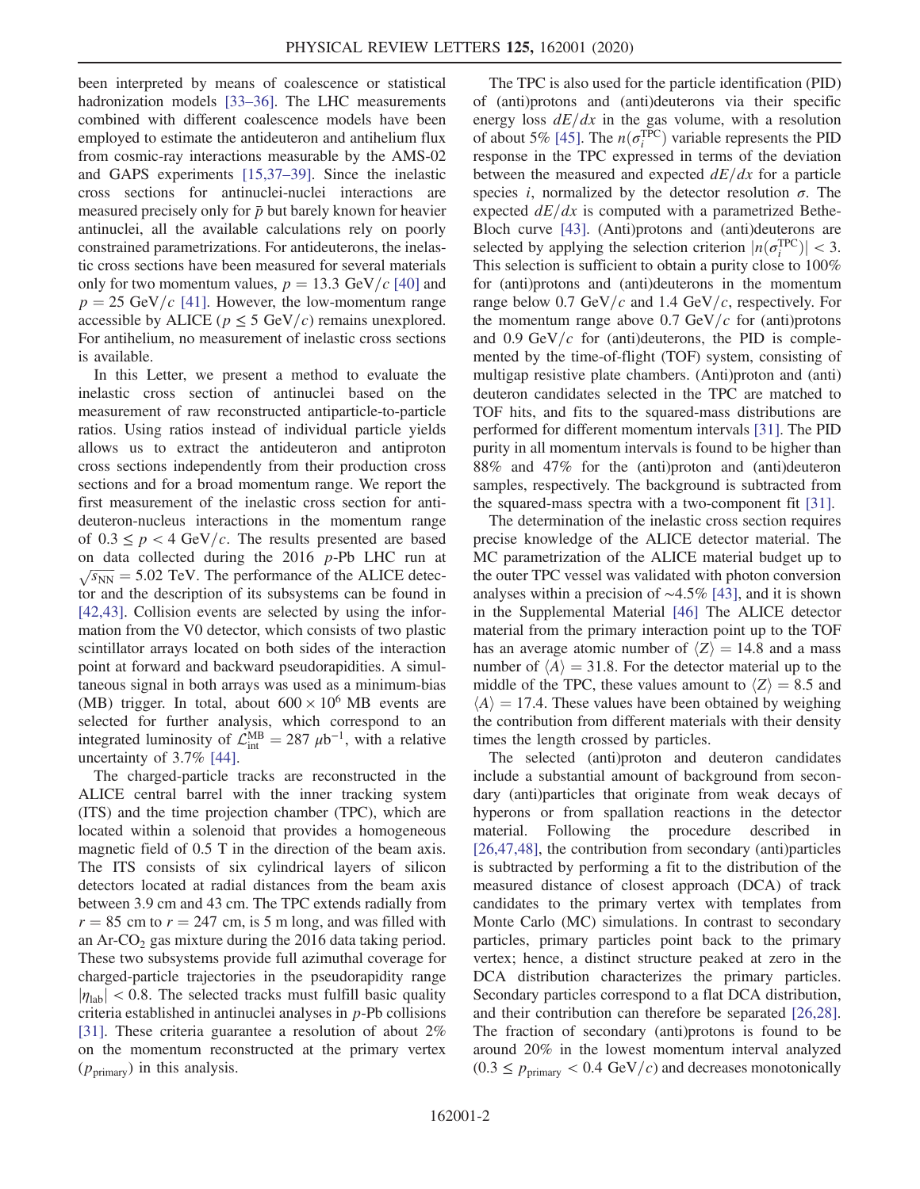been interpreted by means of coalescence or statistical hadronization models [33–36]. The LHC measurements combined with different coalescence models have been employed to estimate the antideuteron and antihelium flux from cosmic-ray interactions measurable by the AMS-02 and GAPS experiments [15,37–39]. Since the inelastic cross sections for antinuclei-nuclei interactions are measured precisely only for $\bar{p}$ but barely known for heavier antinuclei, all the available calculations rely on poorly constrained parametrizations. For antideuterons, the inelastic cross sections have been measured for several materials only for two momentum values, $p = 13.3$ GeV/$c$ [40] and $p = 25$ GeV/$c$ [41]. However, the low-momentum range accessible by ALICE ($p \leq 5$ GeV/$c$) remains unexplored. For antihelium, no measurement of inelastic cross sections is available.

In this Letter, we present a method to evaluate the inelastic cross section of antinuclei based on the measurement of raw reconstructed antiparticle-to-particle ratios. Using ratios instead of individual particle yields allows us to extract the antideuteron and antiproton cross sections independently from their production cross sections and for a broad momentum range. We report the first measurement of the inelastic cross section for antideuteron-nucleus interactions in the momentum range of $0.3 \leq p < 4$ GeV/$c$. The results presented are based on data collected during the 2016 $p$-Pb LHC run at $\sqrt{s_{\mathrm{NN}}} = 5.02$ TeV. The performance of the ALICE detector and the description of its subsystems can be found in [42,43]. Collision events are selected by using the information from the V0 detector, which consists of two plastic scintillator arrays located on both sides of the interaction point at forward and backward pseudorapidities. A simultaneous signal in both arrays was used as a minimum-bias (MB) trigger. In total, about $600 \times 10^6$ MB events are selected for further analysis, which correspond to an integrated luminosity of $\mathcal{L}_{\mathrm{int}}^{\mathrm{MB}} = 287\ \mu\mathrm{b}^{-1}$, with a relative uncertainty of 3.7% [44].

The charged-particle tracks are reconstructed in the ALICE central barrel with the inner tracking system (ITS) and the time projection chamber (TPC), which are located within a solenoid that provides a homogeneous magnetic field of 0.5 T in the direction of the beam axis. The ITS consists of six cylindrical layers of silicon detectors located at radial distances from the beam axis between 3.9 cm and 43 cm. The TPC extends radially from $r = 85$ cm to $r = 247$ cm, is 5 m long, and was filled with an Ar-$CO_2$ gas mixture during the 2016 data taking period. These two subsystems provide full azimuthal coverage for charged-particle trajectories in the pseudorapidity range $|\eta_{\mathrm{lab}}| < 0.8$. The selected tracks must fulfill basic quality criteria established in antinuclei analyses in $p$-Pb collisions [31]. These criteria guarantee a resolution of about 2% on the momentum reconstructed at the primary vertex ($p_{\mathrm{primary}}$) in this analysis.

The TPC is also used for the particle identification (PID) of (anti)protons and (anti)deuterons via their specific energy loss $dE/dx$ in the gas volume, with a resolution of about 5% [45]. The $n(\sigma_i^{\mathrm{TPC}})$ variable represents the PID response in the TPC expressed in terms of the deviation between the measured and expected $dE/dx$ for a particle species $i$, normalized by the detector resolution $\sigma$. The expected $dE/dx$ is computed with a parametrized Bethe-Bloch curve [43]. (Anti)protons and (anti)deuterons are selected by applying the selection criterion $|n(\sigma_i^{\mathrm{TPC}})| < 3$. This selection is sufficient to obtain a purity close to 100% for (anti)protons and (anti)deuterons in the momentum range below 0.7 GeV/$c$ and 1.4 GeV/$c$, respectively. For the momentum range above 0.7 GeV/$c$ for (anti)protons and 0.9 GeV/$c$ for (anti)deuterons, the PID is complemented by the time-of-flight (TOF) system, consisting of multigap resistive plate chambers. (Anti)proton and (anti)deuteron candidates selected in the TPC are matched to TOF hits, and fits to the squared-mass distributions are performed for different momentum intervals [31]. The PID purity in all momentum intervals is found to be higher than 88% and 47% for the (anti)proton and (anti)deuteron samples, respectively. The background is subtracted from the squared-mass spectra with a two-component fit [31].

The determination of the inelastic cross section requires precise knowledge of the ALICE detector material. The MC parametrization of the ALICE material budget up to the outer TPC vessel was validated with photon conversion analyses within a precision of ~4.5% [43], and it is shown in the Supplemental Material [46] The ALICE detector material from the primary interaction point up to the TOF has an average atomic number of $\langle Z \rangle = 14.8$ and a mass number of $\langle A \rangle = 31.8$. For the detector material up to the middle of the TPC, these values amount to $\langle Z \rangle = 8.5$ and $\langle A \rangle = 17.4$. These values have been obtained by weighing the contribution from different materials with their density times the length crossed by particles.

The selected (anti)proton and deuteron candidates include a substantial amount of background from secondary (anti)particles that originate from weak decays of hyperons or from spallation reactions in the detector material. Following the procedure described in [26,47,48], the contribution from secondary (anti)particles is subtracted by performing a fit to the distribution of the measured distance of closest approach (DCA) of track candidates to the primary vertex with templates from Monte Carlo (MC) simulations. In contrast to secondary particles, primary particles point back to the primary vertex; hence, a distinct structure peaked at zero in the DCA distribution characterizes the primary particles. Secondary particles correspond to a flat DCA distribution, and their contribution can therefore be separated [26,28]. The fraction of secondary (anti)protons is found to be around 20% in the lowest momentum interval analyzed ($0.3 \leq p_{\mathrm{primary}} < 0.4$ GeV/$c$) and decreases monotonically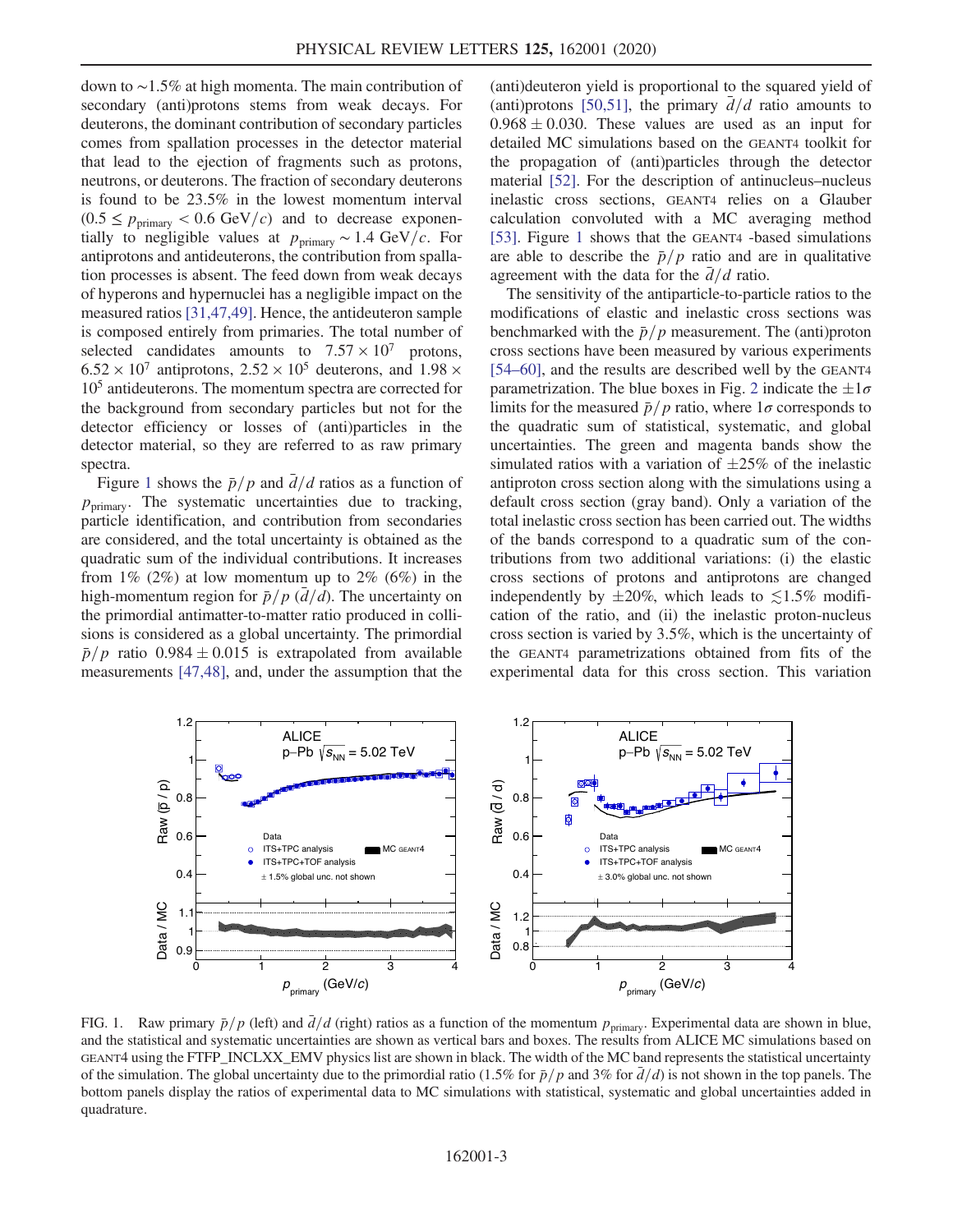down to ~1.5% at high momenta. The main contribution of secondary (anti)protons stems from weak decays. For deuterons, the dominant contribution of secondary particles comes from spallation processes in the detector material that lead to the ejection of fragments such as protons, neutrons, or deuterons. The fraction of secondary deuterons is found to be 23.5% in the lowest momentum interval ($0.5 \leq p_{\mathrm{primary}} < 0.6$ GeV/$c$) and to decrease exponentially to negligible values at $p_{\mathrm{primary}} \sim 1.4$ GeV/$c$. For antiprotons and antideuterons, the contribution from spallation processes is absent. The feed down from weak decays of hyperons and hypernuclei has a negligible impact on the measured ratios [31,47,49]. Hence, the antideuteron sample is composed entirely from primaries. The total number of selected candidates amounts to $7.57 \times 10^7$ protons, $6.52 \times 10^7$ antiprotons, $2.52 \times 10^5$ deuterons, and $1.98 \times 10^5$ antideuterons. The momentum spectra are corrected for the background from secondary particles but not for the detector efficiency or losses of (anti)particles in the detector material, so they are referred to as raw primary spectra.

Figure 1 shows the $\bar{p}/p$ and $\bar{d}/d$ ratios as a function of $p_{\mathrm{primary}}$. The systematic uncertainties due to tracking, particle identification, and contribution from secondaries are considered, and the total uncertainty is obtained as the quadratic sum of the individual contributions. It increases from 1% (2%) at low momentum up to 2% (6%) in the high-momentum region for $\bar{p}/p$ ($\bar{d}/d$). The uncertainty on the primordial antimatter-to-matter ratio produced in collisions is considered as a global uncertainty. The primordial $\bar{p}/p$ ratio $0.984 \pm 0.015$ is extrapolated from available measurements [47,48], and, under the assumption that the (anti)deuteron yield is proportional to the squared yield of (anti)protons [50,51], the primary $\bar{d}/d$ ratio amounts to $0.968 \pm 0.030$. These values are used as an input for detailed MC simulations based on the GEANT4 toolkit for the propagation of (anti)particles through the detector material [52]. For the description of antinucleus–nucleus inelastic cross sections, GEANT4 relies on a Glauber calculation convoluted with a MC averaging method [53]. Figure 1 shows that the GEANT4 -based simulations are able to describe the $\bar{p}/p$ ratio and are in qualitative agreement with the data for the $\bar{d}/d$ ratio.

The sensitivity of the antiparticle-to-particle ratios to the modifications of elastic and inelastic cross sections was benchmarked with the $\bar{p}/p$ measurement. The (anti)proton cross sections have been measured by various experiments [54–60], and the results are described well by the GEANT4 parametrization. The blue boxes in Fig. 2 indicate the $\pm 1\sigma$ limits for the measured $\bar{p}/p$ ratio, where $1\sigma$ corresponds to the quadratic sum of statistical, systematic, and global uncertainties. The green and magenta bands show the simulated ratios with a variation of $\pm 25\%$ of the inelastic antiproton cross section along with the simulations using a default cross section (gray band). Only a variation of the total inelastic cross section has been carried out. The widths of the bands correspond to a quadratic sum of the contributions from two additional variations: (i) the elastic cross sections of protons and antiprotons are changed independently by $\pm 20\%$, which leads to $\lesssim 1.5\%$ modification of the ratio, and (ii) the inelastic proton-nucleus cross section is varied by 3.5%, which is the uncertainty of the GEANT4 parametrizations obtained from fits of the experimental data for this cross section. This variation

FIG. 1. Raw primary $\bar{p}/p$ (left) and $\bar{d}/d$ (right) ratios as a function of the momentum $p_{\mathrm{primary}}$. Experimental data are shown in blue, and the statistical and systematic uncertainties are shown as vertical bars and boxes. The results from ALICE MC simulations based on GEANT4 using the FTFP_INCLXX_EMV physics list are shown in black. The width of the MC band represents the statistical uncertainty of the simulation. The global uncertainty due to the primordial ratio (1.5% for $\bar{p}/p$ and 3% for $\bar{d}/d$) is not shown in the top panels. The bottom panels display the ratios of experimental data to MC simulations with statistical, systematic and global uncertainties added in quadrature.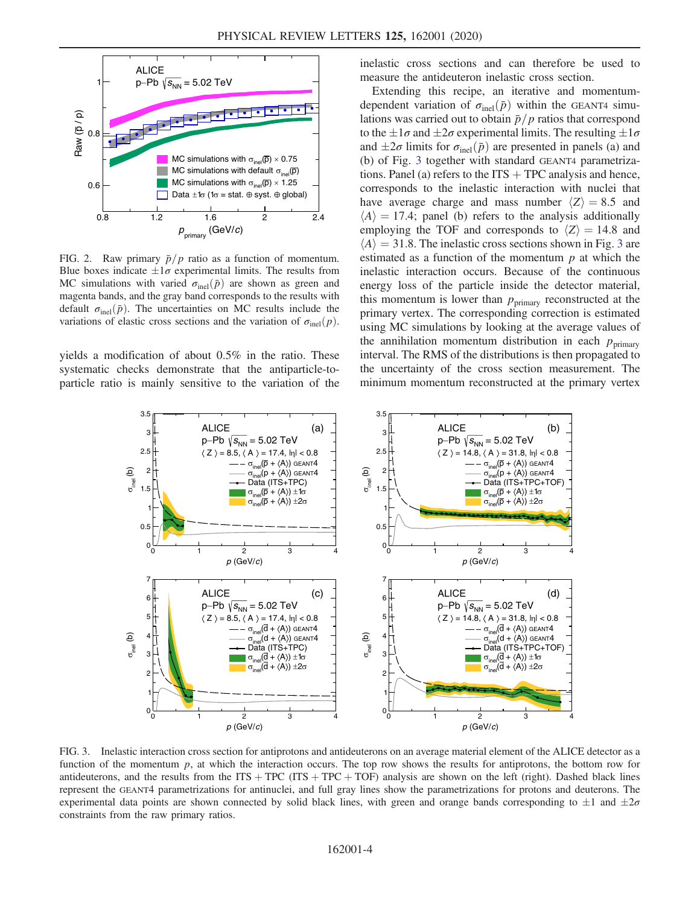FIG. 2. Raw primary $\bar{p}/p$ ratio as a function of momentum. Blue boxes indicate $\pm 1\sigma$ experimental limits. The results from MC simulations with varied $\sigma_{\text{inel}}(\bar{p})$ are shown as green and magenta bands, and the gray band corresponds to the results with default $\sigma_{\text{inel}}(\bar{p})$. The uncertainties on MC results include the variations of elastic cross sections and the variation of $\sigma_{\text{inel}}(p)$.

yields a modification of about 0.5% in the ratio. These systematic checks demonstrate that the antiparticle-to-particle ratio is mainly sensitive to the variation of the inelastic cross sections and can therefore be used to measure the antideuteron inelastic cross section.

Extending this recipe, an iterative and momentum-dependent variation of $\sigma_{\text{inel}}(\bar{p})$ within the GEANT4 simulations was carried out to obtain $\bar{p}/p$ ratios that correspond to the $\pm 1\sigma$ and $\pm 2\sigma$ experimental limits. The resulting $\pm 1\sigma$ and $\pm 2\sigma$ limits for $\sigma_{\text{inel}}(\bar{p})$ are presented in panels (a) and (b) of Fig. 3 together with standard GEANT4 parametrizations. Panel (a) refers to the ITS + TPC analysis and hence, corresponds to the inelastic interaction with nuclei that have average charge and mass number $\langle Z \rangle = 8.5$ and $\langle A \rangle = 17.4$; panel (b) refers to the analysis additionally employing the TOF and corresponds to $\langle Z \rangle = 14.8$ and $\langle A \rangle = 31.8$. The inelastic cross sections shown in Fig. 3 are estimated as a function of the momentum $p$ at which the inelastic interaction occurs. Because of the continuous energy loss of the particle inside the detector material, this momentum is lower than $p_{\text{primary}}$ reconstructed at the primary vertex. The corresponding correction is estimated using MC simulations by looking at the average values of the annihilation momentum distribution in each $p_{\text{primary}}$ interval. The RMS of the distributions is then propagated to the uncertainty of the cross section measurement. The minimum momentum reconstructed at the primary vertex

FIG. 3. Inelastic interaction cross section for antiprotons and antideuterons on an average material element of the ALICE detector as a function of the momentum $p$, at which the interaction occurs. The top row shows the results for antiprotons, the bottom row for antideuterons, and the results from the ITS + TPC (ITS + TPC + TOF) analysis are shown on the left (right). Dashed black lines represent the GEANT4 parametrizations for antinuclei, and full gray lines show the parametrizations for protons and deuterons. The experimental data points are shown connected by solid black lines, with green and orange bands corresponding to $\pm 1$ and $\pm 2\sigma$ constraints from the raw primary ratios.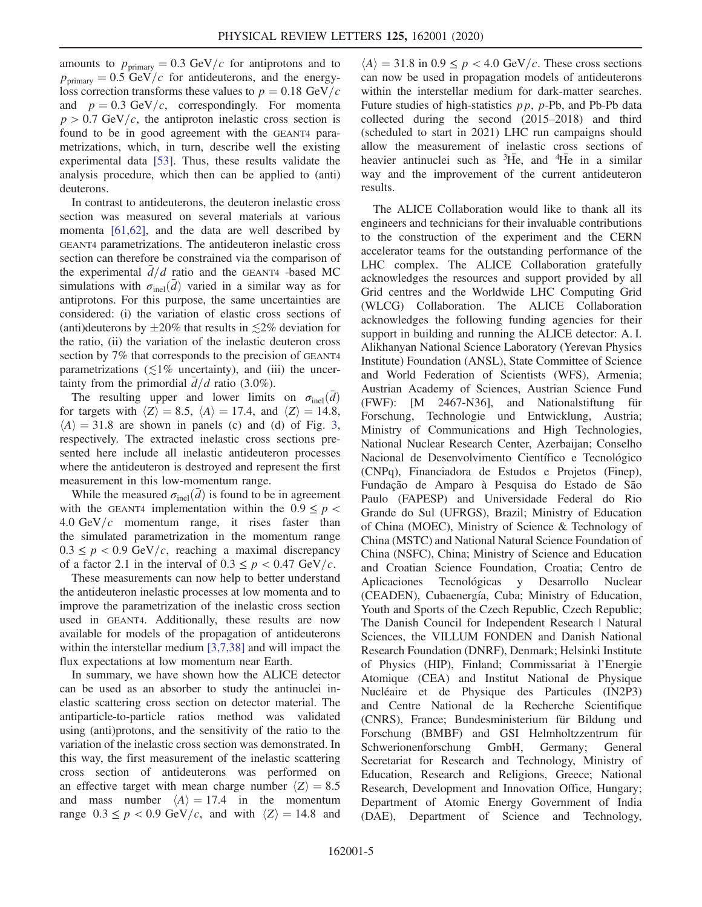amounts to $p_{\mathrm{primary}} = 0.3$ GeV/$c$ for antiprotons and to $p_{\mathrm{primary}} = 0.5$ GeV/$c$ for antideuterons, and the energy-loss correction transforms these values to $p = 0.18$ GeV/$c$ and $p = 0.3$ GeV/$c$, correspondingly. For momenta $p > 0.7$ GeV/$c$, the antiproton inelastic cross section is found to be in good agreement with the GEANT4 parametrizations, which, in turn, describe well the existing experimental data [53]. Thus, these results validate the analysis procedure, which then can be applied to (anti) deuterons.

In contrast to antideuterons, the deuteron inelastic cross section was measured on several materials at various momenta [61,62], and the data are well described by GEANT4 parametrizations. The antideuteron inelastic cross section can therefore be constrained via the comparison of the experimental $\bar{d}/d$ ratio and the GEANT4 -based MC simulations with $\sigma_{\mathrm{inel}}(\bar{d})$ varied in a similar way as for antiprotons. For this purpose, the same uncertainties are considered: (i) the variation of elastic cross sections of (anti)deuterons by $\pm 20\%$ that results in $\lesssim 2\%$ deviation for the ratio, (ii) the variation of the inelastic deuteron cross section by 7% that corresponds to the precision of GEANT4 parametrizations ($\lesssim 1\%$ uncertainty), and (iii) the uncertainty from the primordial $\bar{d}/d$ ratio (3.0%).

The resulting upper and lower limits on $\sigma_{\mathrm{inel}}(\bar{d})$ for targets with $\langle Z \rangle = 8.5$, $\langle A \rangle = 17.4$, and $\langle Z \rangle = 14.8$, $\langle A \rangle = 31.8$ are shown in panels (c) and (d) of Fig. 3, respectively. The extracted inelastic cross sections presented here include all inelastic antideuteron processes where the antideuteron is destroyed and represent the first measurement in this low-momentum range.

While the measured $\sigma_{\mathrm{inel}}(\bar{d})$ is found to be in agreement with the GEANT4 implementation within the $0.9 \leq p < 4.0$ GeV/$c$ momentum range, it rises faster than the simulated parametrization in the momentum range $0.3 \leq p < 0.9$ GeV/$c$, reaching a maximal discrepancy of a factor 2.1 in the interval of $0.3 \leq p < 0.47$ GeV/$c$.

These measurements can now help to better understand the antideuteron inelastic processes at low momenta and to improve the parametrization of the inelastic cross section used in GEANT4. Additionally, these results are now available for models of the propagation of antideuterons within the interstellar medium [3,7,38] and will impact the flux expectations at low momentum near Earth.

In summary, we have shown how the ALICE detector can be used as an absorber to study the antinuclei inelastic scattering cross section on detector material. The antiparticle-to-particle ratios method was validated using (anti)protons, and the sensitivity of the ratio to the variation of the inelastic cross section was demonstrated. In this way, the first measurement of the inelastic scattering cross section of antideuterons was performed on an effective target with mean charge number $\langle Z \rangle = 8.5$ and mass number $\langle A \rangle = 17.4$ in the momentum range $0.3 \leq p < 0.9$ GeV/$c$, and with $\langle Z \rangle = 14.8$ and $\langle A \rangle = 31.8$ in $0.9 \leq p < 4.0$ GeV/$c$. These cross sections can now be used in propagation models of antideuterons within the interstellar medium for dark-matter searches. Future studies of high-statistics $pp$, $p$-Pb, and Pb-Pb data collected during the second (2015–2018) and third (scheduled to start in 2021) LHC run campaigns should allow the measurement of inelastic cross sections of heavier antinuclei such as $^{3}\overline{\mathrm{He}}$, and $^{4}\overline{\mathrm{He}}$ in a similar way and the improvement of the current antideuteron results.

The ALICE Collaboration would like to thank all its engineers and technicians for their invaluable contributions to the construction of the experiment and the CERN accelerator teams for the outstanding performance of the LHC complex. The ALICE Collaboration gratefully acknowledges the resources and support provided by all Grid centres and the Worldwide LHC Computing Grid (WLCG) Collaboration. The ALICE Collaboration acknowledges the following funding agencies for their support in building and running the ALICE detector: A. I. Alikhanyan National Science Laboratory (Yerevan Physics Institute) Foundation (ANSL), State Committee of Science and World Federation of Scientists (WFS), Armenia; Austrian Academy of Sciences, Austrian Science Fund (FWF): [M 2467-N36], and Nationalstiftung für Forschung, Technologie und Entwicklung, Austria; Ministry of Communications and High Technologies, National Nuclear Research Center, Azerbaijan; Conselho Nacional de Desenvolvimento Científico e Tecnológico (CNPq), Financiadora de Estudos e Projetos (Finep), Fundação de Amparo à Pesquisa do Estado de São Paulo (FAPESP) and Universidade Federal do Rio Grande do Sul (UFRGS), Brazil; Ministry of Education of China (MOEC), Ministry of Science & Technology of China (MSTC) and National Natural Science Foundation of China (NSFC), China; Ministry of Science and Education and Croatian Science Foundation, Croatia; Centro de Aplicaciones Tecnológicas y Desarrollo Nuclear (CEADEN), Cubaenergía, Cuba; Ministry of Education, Youth and Sports of the Czech Republic, Czech Republic; The Danish Council for Independent Research | Natural Sciences, the VILLUM FONDEN and Danish National Research Foundation (DNRF), Denmark; Helsinki Institute of Physics (HIP), Finland; Commissariat à l'Energie Atomique (CEA) and Institut National de Physique Nucléaire et de Physique des Particules (IN2P3) and Centre National de la Recherche Scientifique (CNRS), France; Bundesministerium für Bildung und Forschung (BMBF) and GSI Helmholtzzentrum für Schwerionenforschung GmbH, Germany; General Secretariat for Research and Technology, Ministry of Education, Research and Religions, Greece; National Research, Development and Innovation Office, Hungary; Department of Atomic Energy Government of India (DAE), Department of Science and Technology,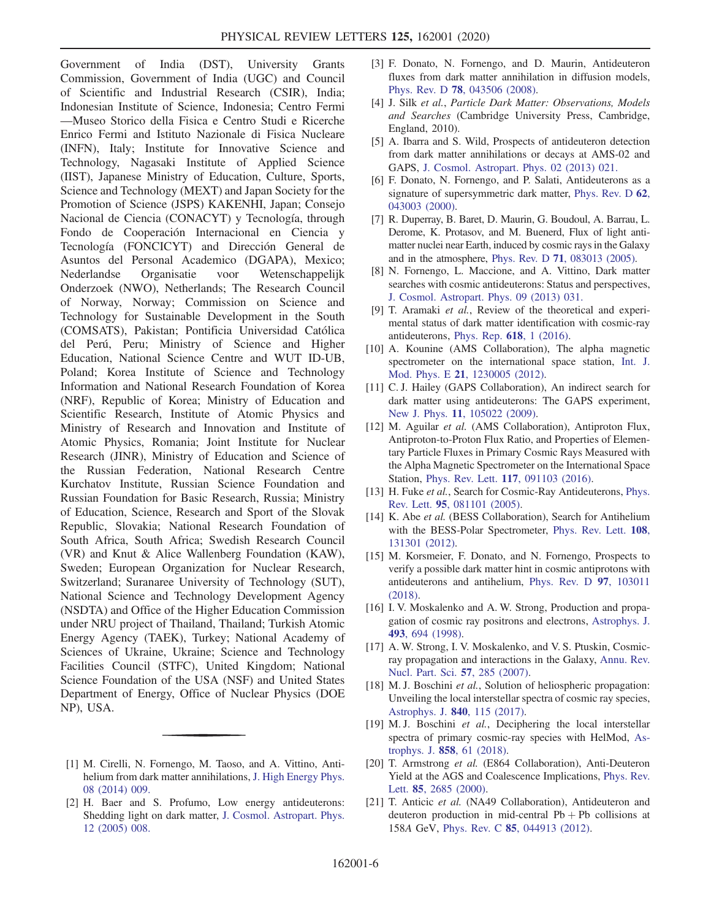Government of India (DST), University Grants Commission, Government of India (UGC) and Council of Scientific and Industrial Research (CSIR), India; Indonesian Institute of Science, Indonesia; Centro Fermi —Museo Storico della Fisica e Centro Studi e Ricerche Enrico Fermi and Istituto Nazionale di Fisica Nucleare (INFN), Italy; Institute for Innovative Science and Technology, Nagasaki Institute of Applied Science (IIST), Japanese Ministry of Education, Culture, Sports, Science and Technology (MEXT) and Japan Society for the Promotion of Science (JSPS) KAKENHI, Japan; Consejo Nacional de Ciencia (CONACYT) y Tecnología, through Fondo de Cooperación Internacional en Ciencia y Tecnología (FONCICYT) and Dirección General de Asuntos del Personal Academico (DGAPA), Mexico; Nederlandse Organisatie voor Wetenschappelijk Onderzoek (NWO), Netherlands; The Research Council of Norway, Norway; Commission on Science and Technology for Sustainable Development in the South (COMSATS), Pakistan; Pontificia Universidad Católica del Perú, Peru; Ministry of Science and Higher Education, National Science Centre and WUT ID-UB, Poland; Korea Institute of Science and Technology Information and National Research Foundation of Korea (NRF), Republic of Korea; Ministry of Education and Scientific Research, Institute of Atomic Physics and Ministry of Research and Innovation and Institute of Atomic Physics, Romania; Joint Institute for Nuclear Research (JINR), Ministry of Education and Science of the Russian Federation, National Research Centre Kurchatov Institute, Russian Science Foundation and Russian Foundation for Basic Research, Russia; Ministry of Education, Science, Research and Sport of the Slovak Republic, Slovakia; National Research Foundation of South Africa, South Africa; Swedish Research Council (VR) and Knut & Alice Wallenberg Foundation (KAW), Sweden; European Organization for Nuclear Research, Switzerland; Suranaree University of Technology (SUT), National Science and Technology Development Agency (NSDTA) and Office of the Higher Education Commission under NRU project of Thailand, Thailand; Turkish Atomic Energy Agency (TAEK), Turkey; National Academy of Sciences of Ukraine, Ukraine; Science and Technology Facilities Council (STFC), United Kingdom; National Science Foundation of the USA (NSF) and United States Department of Energy, Office of Nuclear Physics (DOE NP), USA.

---

[1] M. Cirelli, N. Fornengo, M. Taoso, and A. Vittino, Anti-helium from dark matter annihilations, J. High Energy Phys. 08 (2014) 009.

[2] H. Baer and S. Profumo, Low energy antideuterons: Shedding light on dark matter, J. Cosmol. Astropart. Phys. 12 (2005) 008.

[3] F. Donato, N. Fornengo, and D. Maurin, Antideuteron fluxes from dark matter annihilation in diffusion models, Phys. Rev. D **78**, 043506 (2008).

[4] J. Silk *et al.*, *Particle Dark Matter: Observations, Models and Searches* (Cambridge University Press, Cambridge, England, 2010).

[5] A. Ibarra and S. Wild, Prospects of antideuteron detection from dark matter annihilations or decays at AMS-02 and GAPS, J. Cosmol. Astropart. Phys. 02 (2013) 021.

[6] F. Donato, N. Fornengo, and P. Salati, Antideuterons as a signature of supersymmetric dark matter, Phys. Rev. D **62**, 043003 (2000).

[7] R. Duperray, B. Baret, D. Maurin, G. Boudoul, A. Barrau, L. Derome, K. Protasov, and M. Buenerd, Flux of light antimatter nuclei near Earth, induced by cosmic rays in the Galaxy and in the atmosphere, Phys. Rev. D **71**, 083013 (2005).

[8] N. Fornengo, L. Maccione, and A. Vittino, Dark matter searches with cosmic antideuterons: Status and perspectives, J. Cosmol. Astropart. Phys. 09 (2013) 031.

[9] T. Aramaki *et al.*, Review of the theoretical and experimental status of dark matter identification with cosmic-ray antideuterons, Phys. Rep. **618**, 1 (2016).

[10] A. Kounine (AMS Collaboration), The alpha magnetic spectrometer on the international space station, Int. J. Mod. Phys. E **21**, 1230005 (2012).

[11] C. J. Hailey (GAPS Collaboration), An indirect search for dark matter using antideuterons: The GAPS experiment, New J. Phys. **11**, 105022 (2009).

[12] M. Aguilar *et al.* (AMS Collaboration), Antiproton Flux, Antiproton-to-Proton Flux Ratio, and Properties of Elementary Particle Fluxes in Primary Cosmic Rays Measured with the Alpha Magnetic Spectrometer on the International Space Station, Phys. Rev. Lett. **117**, 091103 (2016).

[13] H. Fuke *et al.*, Search for Cosmic-Ray Antideuterons, Phys. Rev. Lett. **95**, 081101 (2005).

[14] K. Abe *et al.* (BESS Collaboration), Search for Antihelium with the BESS-Polar Spectrometer, Phys. Rev. Lett. **108**, 131301 (2012).

[15] M. Korsmeier, F. Donato, and N. Fornengo, Prospects to verify a possible dark matter hint in cosmic antiprotons with antideuterons and antihelium, Phys. Rev. D **97**, 103011 (2018).

[16] I. V. Moskalenko and A. W. Strong, Production and propagation of cosmic ray positrons and electrons, Astrophys. J. **493**, 694 (1998).

[17] A. W. Strong, I. V. Moskalenko, and V. S. Ptuskin, Cosmic-ray propagation and interactions in the Galaxy, Annu. Rev. Nucl. Part. Sci. **57**, 285 (2007).

[18] M. J. Boschini *et al.*, Solution of heliospheric propagation: Unveiling the local interstellar spectra of cosmic ray species, Astrophys. J. **840**, 115 (2017).

[19] M. J. Boschini *et al.*, Deciphering the local interstellar spectra of primary cosmic-ray species with HelMod, Astrophys. J. **858**, 61 (2018).

[20] T. Armstrong *et al.* (E864 Collaboration), Anti-Deuteron Yield at the AGS and Coalescence Implications, Phys. Rev. Lett. **85**, 2685 (2000).

[21] T. Anticic *et al.* (NA49 Collaboration), Antideuteron and deuteron production in mid-central Pb + Pb collisions at 158*A* GeV, Phys. Rev. C **85**, 044913 (2012).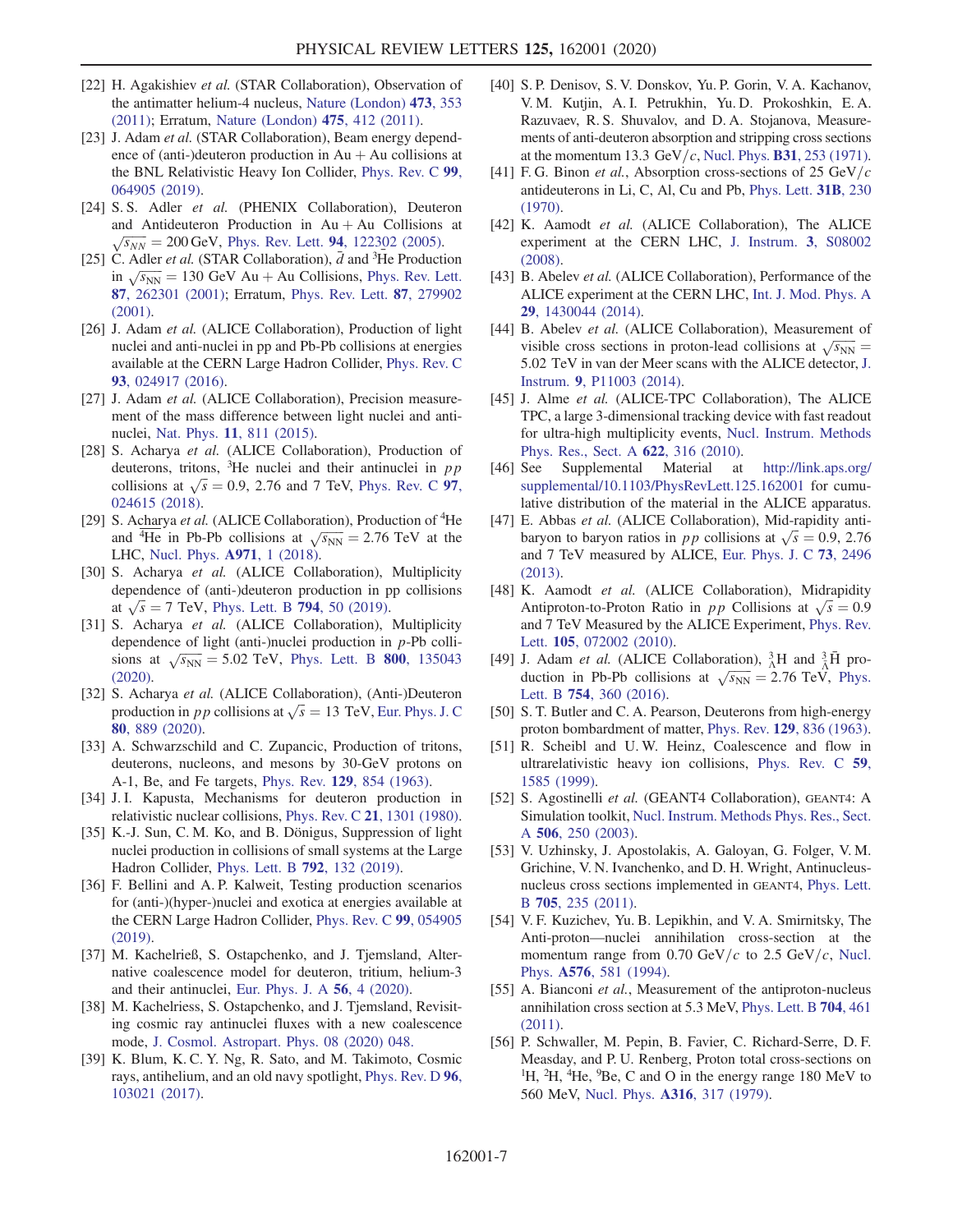[22] H. Agakishiev *et al.* (STAR Collaboration), Observation of the antimatter helium-4 nucleus, Nature (London) **473**, 353 (2011); Erratum, Nature (London) **475**, 412 (2011).

[23] J. Adam *et al.* (STAR Collaboration), Beam energy dependence of (anti-)deuteron production in Au + Au collisions at the BNL Relativistic Heavy Ion Collider, Phys. Rev. C **99**, 064905 (2019).

[24] S. S. Adler *et al.* (PHENIX Collaboration), Deuteron and Antideuteron Production in Au + Au Collisions at $\sqrt{s_{NN}} = 200$ GeV, Phys. Rev. Lett. **94**, 122302 (2005).

[25] C. Adler *et al.* (STAR Collaboration), $\bar{d}$ and $^3\overline{\text{He}}$ Production in $\sqrt{s_{\text{NN}}} = 130$ GeV Au + Au Collisions, Phys. Rev. Lett. **87**, 262301 (2001); Erratum, Phys. Rev. Lett. **87**, 279902 (2001).

[26] J. Adam *et al.* (ALICE Collaboration), Production of light nuclei and anti-nuclei in pp and Pb-Pb collisions at energies available at the CERN Large Hadron Collider, Phys. Rev. C **93**, 024917 (2016).

[27] J. Adam *et al.* (ALICE Collaboration), Precision measurement of the mass difference between light nuclei and anti-nuclei, Nat. Phys. **11**, 811 (2015).

[28] S. Acharya *et al.* (ALICE Collaboration), Production of deuterons, tritons, $^3$He nuclei and their antinuclei in *pp* collisions at $\sqrt{s} = 0.9$, 2.76 and 7 TeV, Phys. Rev. C **97**, 024615 (2018).

[29] S. Acharya *et al.* (ALICE Collaboration), Production of $^4$He and $^4\overline{\text{He}}$ in Pb-Pb collisions at $\sqrt{s_{\text{NN}}} = 2.76$ TeV at the LHC, Nucl. Phys. **A971**, 1 (2018).

[30] S. Acharya *et al.* (ALICE Collaboration), Multiplicity dependence of (anti-)deuteron production in pp collisions at $\sqrt{s} = 7$ TeV, Phys. Lett. B **794**, 50 (2019).

[31] S. Acharya *et al.* (ALICE Collaboration), Multiplicity dependence of light (anti-)nuclei production in *p*-Pb collisions at $\sqrt{s_{\text{NN}}} = 5.02$ TeV, Phys. Lett. B **800**, 135043 (2020).

[32] S. Acharya *et al.* (ALICE Collaboration), (Anti-)Deuteron production in *pp* collisions at $\sqrt{s} = 13$ TeV, Eur. Phys. J. C **80**, 889 (2020).

[33] A. Schwarzschild and C. Zupancic, Production of tritons, deuterons, nucleons, and mesons by 30-GeV protons on A-1, Be, and Fe targets, Phys. Rev. **129**, 854 (1963).

[34] J. I. Kapusta, Mechanisms for deuteron production in relativistic nuclear collisions, Phys. Rev. C **21**, 1301 (1980).

[35] K.-J. Sun, C. M. Ko, and B. Dönigus, Suppression of light nuclei production in collisions of small systems at the Large Hadron Collider, Phys. Lett. B **792**, 132 (2019).

[36] F. Bellini and A. P. Kalweit, Testing production scenarios for (anti-)(hyper-)nuclei and exotica at energies available at the CERN Large Hadron Collider, Phys. Rev. C **99**, 054905 (2019).

[37] M. Kachelrieß, S. Ostapchenko, and J. Tjemsland, Alternative coalescence model for deuteron, tritium, helium-3 and their antinuclei, Eur. Phys. J. A **56**, 4 (2020).

[38] M. Kachelriess, S. Ostapchenko, and J. Tjemsland, Revisiting cosmic ray antinuclei fluxes with a new coalescence mode, J. Cosmol. Astropart. Phys. 08 (2020) 048.

[39] K. Blum, K. C. Y. Ng, R. Sato, and M. Takimoto, Cosmic rays, antihelium, and an old navy spotlight, Phys. Rev. D **96**, 103021 (2017).

[40] S. P. Denisov, S. V. Donskov, Yu. P. Gorin, V. A. Kachanov, V. M. Kutjin, A. I. Petrukhin, Yu. D. Prokoshkin, E. A. Razuvaev, R. S. Shuvalov, and D. A. Stojanova, Measurements of anti-deuteron absorption and stripping cross sections at the momentum 13.3 GeV/*c*, Nucl. Phys. **B31**, 253 (1971).

[41] F. G. Binon *et al.*, Absorption cross-sections of 25 GeV/*c* antideuterons in Li, C, Al, Cu and Pb, Phys. Lett. **31B**, 230 (1970).

[42] K. Aamodt *et al.* (ALICE Collaboration), The ALICE experiment at the CERN LHC, J. Instrum. **3**, S08002 (2008).

[43] B. Abelev *et al.* (ALICE Collaboration), Performance of the ALICE experiment at the CERN LHC, Int. J. Mod. Phys. A **29**, 1430044 (2014).

[44] B. Abelev *et al.* (ALICE Collaboration), Measurement of visible cross sections in proton-lead collisions at $\sqrt{s_{\text{NN}}} = 5.02$ TeV in van der Meer scans with the ALICE detector, J. Instrum. **9**, P11003 (2014).

[45] J. Alme *et al.* (ALICE-TPC Collaboration), The ALICE TPC, a large 3-dimensional tracking device with fast readout for ultra-high multiplicity events, Nucl. Instrum. Methods Phys. Res., Sect. A **622**, 316 (2010).

[46] See Supplemental Material at http://link.aps.org/supplemental/10.1103/PhysRevLett.125.162001 for cumulative distribution of the material in the ALICE apparatus.

[47] E. Abbas *et al.* (ALICE Collaboration), Mid-rapidity antibaryon to baryon ratios in *pp* collisions at $\sqrt{s} = 0.9$, 2.76 and 7 TeV measured by ALICE, Eur. Phys. J. C **73**, 2496 (2013).

[48] K. Aamodt *et al.* (ALICE Collaboration), Midrapidity Antiproton-to-Proton Ratio in *pp* Collisions at $\sqrt{s} = 0.9$ and 7 TeV Measured by the ALICE Experiment, Phys. Rev. Lett. **105**, 072002 (2010).

[49] J. Adam *et al.* (ALICE Collaboration), $^3_\Lambda$H and $^3_{\bar{\Lambda}}\bar{\text{H}}$ production in Pb-Pb collisions at $\sqrt{s_{\text{NN}}} = 2.76$ TeV, Phys. Lett. B **754**, 360 (2016).

[50] S. T. Butler and C. A. Pearson, Deuterons from high-energy proton bombardment of matter, Phys. Rev. **129**, 836 (1963).

[51] R. Scheibl and U. W. Heinz, Coalescence and flow in ultrarelativistic heavy ion collisions, Phys. Rev. C **59**, 1585 (1999).

[52] S. Agostinelli *et al.* (GEANT4 Collaboration), GEANT4: A Simulation toolkit, Nucl. Instrum. Methods Phys. Res., Sect. A **506**, 250 (2003).

[53] V. Uzhinsky, J. Apostolakis, A. Galoyan, G. Folger, V. M. Grichine, V. N. Ivanchenko, and D. H. Wright, Antinucleus-nucleus cross sections implemented in GEANT4, Phys. Lett. B **705**, 235 (2011).

[54] V. F. Kuzichev, Yu. B. Lepikhin, and V. A. Smirnitsky, The Anti-proton—nuclei annihilation cross-section at the momentum range from 0.70 GeV/*c* to 2.5 GeV/*c*, Nucl. Phys. **A576**, 581 (1994).

[55] A. Bianconi *et al.*, Measurement of the antiproton-nucleus annihilation cross section at 5.3 MeV, Phys. Lett. B **704**, 461 (2011).

[56] P. Schwaller, M. Pepin, B. Favier, C. Richard-Serre, D. F. Measday, and P. U. Renberg, Proton total cross-sections on $^1$H, $^2$H, $^4$He, $^9$Be, C and O in the energy range 180 MeV to 560 MeV, Nucl. Phys. **A316**, 317 (1979).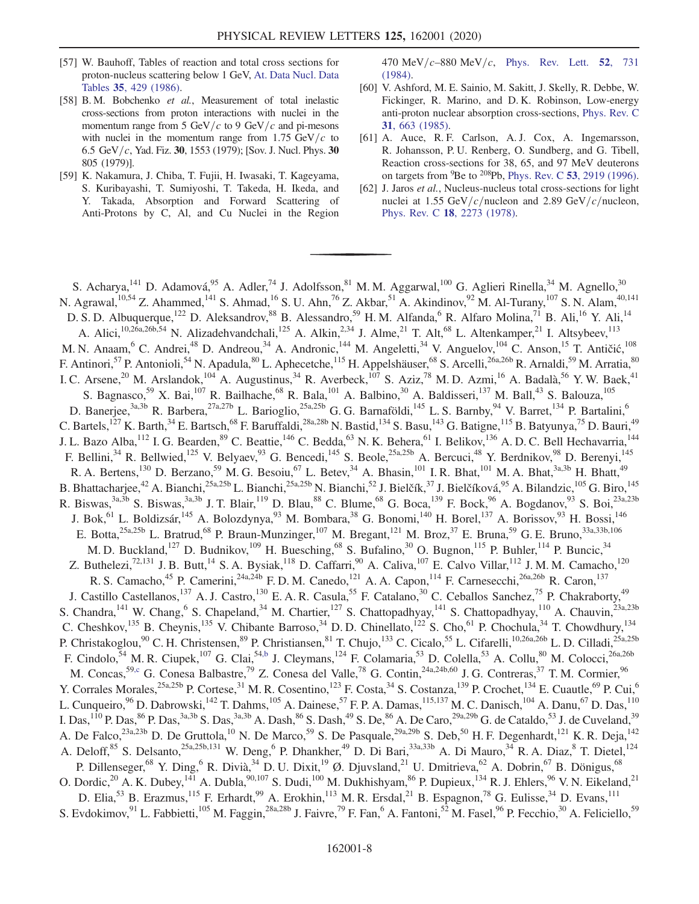[57] W. Bauhoff, Tables of reaction and total cross sections for proton-nucleus scattering below 1 GeV, At. Data Nucl. Data Tables 35, 429 (1986).

[58] B. M. Bobchenko *et al.*, Measurement of total inelastic cross-sections from proton interactions with nuclei in the momentum range from 5 GeV/$c$ to 9 GeV/$c$ and pi-mesons with nuclei in the momentum range from 1.75 GeV/$c$ to 6.5 GeV/$c$, Yad. Fiz. 30, 1553 (1979); [Sov. J. Nucl. Phys. 30 805 (1979)].

[59] K. Nakamura, J. Chiba, T. Fujii, H. Iwasaki, T. Kageyama, S. Kuribayashi, T. Sumiyoshi, T. Takeda, H. Ikeda, and Y. Takada, Absorption and Forward Scattering of Anti-Protons by C, Al, and Cu Nuclei in the Region 470 MeV/$c$–880 MeV/$c$, Phys. Rev. Lett. 52, 731 (1984).

[60] V. Ashford, M. E. Sainio, M. Sakitt, J. Skelly, R. Debbe, W. Fickinger, R. Marino, and D. K. Robinson, Low-energy anti-proton nuclear absorption cross-sections, Phys. Rev. C 31, 663 (1985).

[61] A. Auce, R. F. Carlson, A. J. Cox, A. Ingemarsson, R. Johansson, P. U. Renberg, O. Sundberg, and G. Tibell, Reaction cross-sections for 38, 65, and 97 MeV deuterons on targets from $^{9}$Be to $^{208}$Pb, Phys. Rev. C 53, 2919 (1996).

[62] J. Jaros *et al.*, Nucleus-nucleus total cross-sections for light nuclei at 1.55 GeV/$c$/nucleon and 2.89 GeV/$c$/nucleon, Phys. Rev. C 18, 2273 (1978).

---

S. Acharya,[141] D. Adamová,[95] A. Adler,[74] J. Adolfsson,[81] M. M. Aggarwal,[100] G. Aglieri Rinella,[34] M. Agnello,[30] N. Agrawal,[10,54] Z. Ahammed,[141] S. Ahmad,[16] S. U. Ahn,[76] Z. Akbar,[51] A. Akindinov,[92] M. Al-Turany,[107] S. N. Alam,[40,141] D. S. D. Albuquerque,[122] D. Aleksandrov,[88] B. Alessandro,[59] H. M. Alfanda,[6] R. Alfaro Molina,[71] B. Ali,[16] Y. Ali,[14] A. Alici,[10,26a,26b,54] N. Alizadehvandchali,[125] A. Alkin,[2,34] J. Alme,[21] T. Alt,[68] L. Altenkamper,[21] I. Altsybeev,[113] M. N. Anaam,[6] C. Andrei,[48] D. Andreou,[34] A. Andronic,[144] M. Angeletti,[34] V. Anguelov,[104] C. Anson,[15] T. Antičić,[108] F. Antinori,[57] P. Antonioli,[54] N. Apadula,[80] L. Aphecetche,[115] H. Appelshäuser,[68] S. Arcelli,[26a,26b] R. Arnaldi,[59] M. Arratia,[80] I. C. Arsene,[20] M. Arslandok,[104] A. Augustinus,[34] R. Averbeck,[107] S. Aziz,[78] M. D. Azmi,[16] A. Badalà,[56] Y. W. Baek,[41] S. Bagnasco,[59] X. Bai,[107] R. Bailhache,[68] R. Bala,[101] A. Balbino,[30] A. Baldisseri,[137] M. Ball,[43] S. Balouza,[105] D. Banerjee,[3a,3b] R. Barbera,[27a,27b] L. Barioglio,[25a,25b] G. G. Barnaföldi,[145] L. S. Barnby,[94] V. Barret,[134] P. Bartalini,[6] C. Bartels,[127] K. Barth,[34] E. Bartsch,[68] F. Baruffaldi,[28a,28b] N. Bastid,[134] S. Basu,[143] G. Batigne,[115] B. Batyunya,[75] D. Bauri,[49] J. L. Bazo Alba,[112] I. G. Bearden,[89] C. Beattie,[146] C. Bedda,[63] N. K. Behera,[61] I. Belikov,[136] A. D. C. Bell Hechavarria,[144] F. Bellini,[34] R. Bellwied,[125] V. Belyaev,[93] G. Bencedi,[145] S. Beole,[25a,25b] A. Bercuci,[48] Y. Berdnikov,[98] D. Berenyi,[145] R. A. Bertens,[130] D. Berzano,[59] M. G. Besoiu,[67] L. Betev,[34] A. Bhasin,[101] I. R. Bhat,[101] M. A. Bhat,[3a,3b] H. Bhatt,[49] B. Bhattacharjee,[42] A. Bianchi,[25a,25b] L. Bianchi,[25a,25b] N. Bianchi,[52] J. Bielčík,[37] J. Bielčíková,[95] A. Bilandzic,[105] G. Biro,[145] R. Biswas,[3a,3b] S. Biswas,[3a,3b] J. T. Blair,[119] D. Blau,[88] C. Blume,[68] G. Boca,[139] F. Bock,[96] A. Bogdanov,[93] S. Boi,[23a,23b] J. Bok,[61] L. Boldizsár,[145] A. Bolozdynya,[93] M. Bombara,[38] G. Bonomi,[140] H. Borel,[137] A. Borissov,[93] H. Bossi,[146] E. Botta,[25a,25b] L. Bratrud,[68] P. Braun-Munzinger,[107] M. Bregant,[121] M. Broz,[37] E. Bruna,[59] G. E. Bruno,[33a,33b,106] M. D. Buckland,[127] D. Budnikov,[109] H. Buesching,[68] S. Bufalino,[30] O. Bugnon,[115] P. Buhler,[114] P. Buncic,[34] Z. Buthelezi,[72,131] J. B. Butt,[14] S. A. Bysiak,[118] D. Caffarri,[90] A. Caliva,[107] E. Calvo Villar,[112] J. M. M. Camacho,[120] R. S. Camacho,[45] P. Camerini,[24a,24b] F. D. M. Canedo,[121] A. A. Capon,[114] F. Carnesecchi,[26a,26b] R. Caron,[137] J. Castillo Castellanos,[137] A. J. Castro,[130] E. A. R. Casula,[55] F. Catalano,[30] C. Ceballos Sanchez,[75] P. Chakraborty,[49] S. Chandra,[141] W. Chang,[6] S. Chapeland,[34] M. Chartier,[127] S. Chattopadhyay,[141] S. Chattopadhyay,[110] A. Chauvin,[23a,23b] C. Cheshkov,[135] B. Cheynis,[135] V. Chibante Barroso,[34] D. D. Chinellato,[122] S. Cho,[61] P. Chochula,[34] T. Chowdhury,[134] P. Christakoglou,[90] C. H. Christensen,[89] P. Christiansen,[81] T. Chujo,[133] C. Cicalo,[55] L. Cifarelli,[10,26a,26b] L. D. Cilladi,[25a,25b] F. Cindolo,[54] M. R. Ciupek,[107] G. Clai,[54,b] J. Cleymans,[124] F. Colamaria,[53] D. Colella,[53] A. Collu,[80] M. Colocci,[26a,26b] M. Concas,[59,c] G. Conesa Balbastre,[79] Z. Conesa del Valle,[78] G. Contin,[24a,24b,60] J. G. Contreras,[37] T. M. Cormier,[96] Y. Corrales Morales,[25a,25b] P. Cortese,[31] M. R. Cosentino,[123] F. Costa,[34] S. Costanza,[139] P. Crochet,[134] E. Cuautle,[69] P. Cui,[6] L. Cunqueiro,[96] D. Dabrowski,[142] T. Dahms,[105] A. Dainese,[57] F. P. A. Damas,[115,137] M. C. Danisch,[104] A. Danu,[67] D. Das,[110] I. Das,[110] P. Das,[86] P. Das,[3a,3b] S. Das,[3a,3b] A. Dash,[86] S. Dash,[49] S. De,[86] A. De Caro,[29a,29b] G. de Cataldo,[53] J. de Cuveland,[39] A. De Falco,[23a,23b] D. De Gruttola,[10] N. De Marco,[59] S. De Pasquale,[29a,29b] S. Deb,[50] H. F. Degenhardt,[121] K. R. Deja,[142] A. Deloff,[85] S. Delsanto,[25a,25b,131] W. Deng,[6] P. Dhankher,[49] D. Di Bari,[33a,33b] A. Di Mauro,[34] R. A. Diaz,[8] T. Dietel,[124] P. Dillenseger,[68] Y. Ding,[6] R. Divià,[34] D. U. Dixit,[19] Ø. Djuvsland,[21] U. Dmitrieva,[62] A. Dobrin,[67] B. Dönigus,[68] O. Dordic,[20] A. K. Dubey,[141] A. Dubla,[90,107] S. Dudi,[100] M. Dukhishyam,[86] P. Dupieux,[134] R. J. Ehlers,[96] V. N. Eikeland,[21] D. Elia,[53] B. Erazmus,[115] F. Erhardt,[99] A. Erokhin,[113] M. R. Ersdal,[21] B. Espagnon,[78] G. Eulisse,[34] D. Evans,[111] S. Evdokimov,[91] L. Fabbietti,[105] M. Faggin,[28a,28b] J. Faivre,[79] F. Fan,[6] A. Fantoni,[52] M. Fasel,[96] P. Fecchio,[30] A. Feliciello,[59]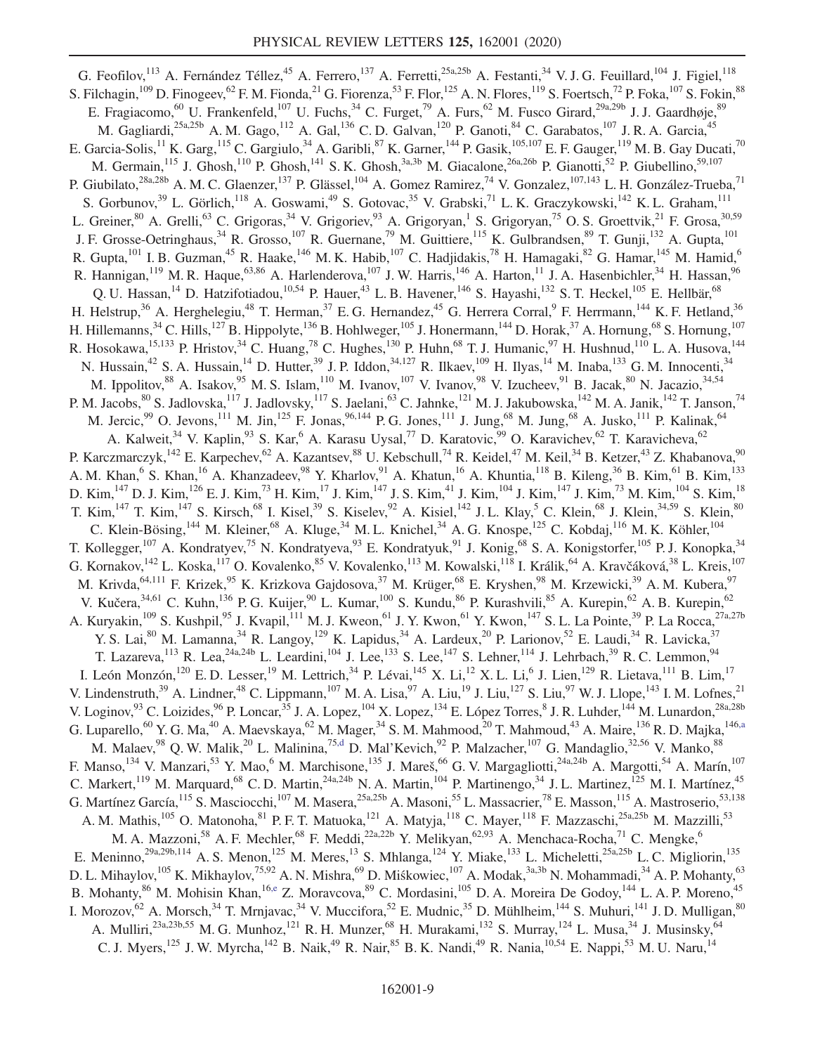G. Feofilov,[113] A. Fernández Téllez,[45] A. Ferrero,[137] A. Ferretti,[25a,25b] A. Festanti,[34] V. J. G. Feuillard,[104] J. Figiel,[118] S. Filchagin,[109] D. Finogeev,[62] F. M. Fionda,[21] G. Fiorenza,[53] F. Flor,[125] A. N. Flores,[119] S. Foertsch,[72] P. Foka,[107] S. Fokin,[88] E. Fragiacomo,[60] U. Frankenfeld,[107] U. Fuchs,[34] C. Furget,[79] A. Furs,[62] M. Fusco Girard,[29a,29b] J. J. Gaardhøje,[89] M. Gagliardi,[25a,25b] A. M. Gago,[112] A. Gal,[136] C. D. Galvan,[120] P. Ganoti,[84] C. Garabatos,[107] J. R. A. Garcia,[45] E. Garcia-Solis,[11] K. Garg,[115] C. Gargiulo,[34] A. Garibli,[87] K. Garner,[144] P. Gasik,[105,107] E. F. Gauger,[119] M. B. Gay Ducati,[70] M. Germain,[115] J. Ghosh,[110] P. Ghosh,[141] S. K. Ghosh,[3a,3b] M. Giacalone,[26a,26b] P. Gianotti,[52] P. Giubellino,[59,107] P. Giubilato,[28a,28b] A. M. C. Glaenzer,[137] P. Glässel,[104] A. Gomez Ramirez,[74] V. Gonzalez,[107,143] L. H. González-Trueba,[71] S. Gorbunov,[39] L. Görlich,[118] A. Goswami,[49] S. Gotovac,[35] V. Grabski,[71] L. K. Graczykowski,[142] K. L. Graham,[111] L. Greiner,[80] A. Grelli,[63] C. Grigoras,[34] V. Grigoriev,[93] A. Grigoryan,[1] S. Grigoryan,[75] O. S. Groettvik,[21] F. Grosa,[30,59] J. F. Grosse-Oetringhaus,[34] R. Grosso,[107] R. Guernane,[79] M. Guittiere,[115] K. Gulbrandsen,[89] T. Gunji,[132] A. Gupta,[101] R. Gupta,[101] I. B. Guzman,[45] R. Haake,[146] M. K. Habib,[107] C. Hadjidakis,[78] H. Hamagaki,[82] G. Hamar,[145] M. Hamid,[6] R. Hannigan,[119] M. R. Haque,[63,86] A. Harlenderova,[107] J. W. Harris,[146] A. Harton,[11] J. A. Hasenbichler,[34] H. Hassan,[96] Q. U. Hassan,[14] D. Hatzifotiadou,[10,54] P. Hauer,[43] L. B. Havener,[146] S. Hayashi,[132] S. T. Heckel,[105] E. Hellbär,[68] H. Helstrup,[36] A. Herghelegiu,[48] T. Herman,[37] E. G. Hernandez,[45] G. Herrera Corral,[9] F. Herrmann,[144] K. F. Hetland,[36] H. Hillemanns,[34] C. Hills,[127] B. Hippolyte,[136] B. Hohlweger,[105] J. Honermann,[144] D. Horak,[37] A. Hornung,[68] S. Hornung,[107] R. Hosokawa,[15,133] P. Hristov,[34] C. Huang,[78] C. Hughes,[130] P. Huhn,[68] T. J. Humanic,[97] H. Hushnud,[110] L. A. Husova,[144] N. Hussain,[42] S. A. Hussain,[14] D. Hutter,[39] J. P. Iddon,[34,127] R. Ilkaev,[109] H. Ilyas,[14] M. Inaba,[133] G. M. Innocenti,[34] M. Ippolitov,[88] A. Isakov,[95] M. S. Islam,[110] M. Ivanov,[107] V. Ivanov,[98] V. Izucheev,[91] B. Jacak,[80] N. Jacazio,[34,54] P. M. Jacobs,[80] S. Jadlovska,[117] J. Jadlovsky,[117] S. Jaelani,[63] C. Jahnke,[121] M. J. Jakubowska,[142] M. A. Janik,[142] T. Janson,[74] M. Jercic,[99] O. Jevons,[111] M. Jin,[125] F. Jonas,[96,144] P. G. Jones,[111] J. Jung,[68] M. Jung,[68] A. Jusko,[111] P. Kalinak,[64] A. Kalweit,[34] V. Kaplin,[93] S. Kar,[6] A. Karasu Uysal,[77] D. Karatovic,[99] O. Karavichev,[62] T. Karavicheva,[62] P. Karczmarczyk,[142] E. Karpechev,[62] A. Kazantsev,[88] U. Kebschull,[74] R. Keidel,[47] M. Keil,[34] B. Ketzer,[43] Z. Khabanova,[90] A. M. Khan,[6] S. Khan,[16] A. Khanzadeev,[98] Y. Kharlov,[91] A. Khatun,[16] A. Khuntia,[118] B. Kileng,[36] B. Kim,[61] B. Kim,[133] D. Kim,[147] D. J. Kim,[126] E. J. Kim,[73] H. Kim,[17] J. Kim,[147] J. S. Kim,[41] J. Kim,[104] J. Kim,[147] J. Kim,[73] M. Kim,[104] S. Kim,[18] T. Kim,[147] T. Kim,[147] S. Kirsch,[68] I. Kisel,[39] S. Kiselev,[92] A. Kisiel,[142] J. L. Klay,[5] C. Klein,[68] J. Klein,[34,59] S. Klein,[80] C. Klein-Bösing,[144] M. Kleiner,[68] A. Kluge,[34] M. L. Knichel,[34] A. G. Knospe,[125] C. Kobdaj,[116] M. K. Köhler,[104] T. Kollegger,[107] A. Kondratyev,[75] N. Kondratyeva,[93] E. Kondratyuk,[91] J. Konig,[68] S. A. Konigstorfer,[105] P. J. Konopka,[34] G. Kornakov,[142] L. Koska,[117] O. Kovalenko,[85] V. Kovalenko,[113] M. Kowalski,[118] I. Králik,[64] A. Kravčáková,[38] L. Kreis,[107] M. Krivda,[64,111] F. Krizek,[95] K. Krizkova Gajdosova,[37] M. Krüger,[68] E. Kryshen,[98] M. Krzewicki,[39] A. M. Kubera,[97] V. Kučera,[34,61] C. Kuhn,[136] P. G. Kuijer,[90] L. Kumar,[100] S. Kundu,[86] P. Kurashvili,[85] A. Kurepin,[62] A. B. Kurepin,[62] A. Kuryakin,[109] S. Kushpil,[95] J. Kvapil,[111] M. J. Kweon,[61] J. Y. Kwon,[61] Y. Kwon,[147] S. L. La Pointe,[39] P. La Rocca,[27a,27b] Y. S. Lai,[80] M. Lamanna,[34] R. Langoy,[129] K. Lapidus,[34] A. Lardeux,[20] P. Larionov,[52] E. Laudi,[34] R. Lavicka,[37] T. Lazareva,[113] R. Lea,[24a,24b] L. Leardini,[104] J. Lee,[133] S. Lee,[147] S. Lehner,[114] J. Lehrbach,[39] R. C. Lemmon,[94] I. León Monzón,[120] E. D. Lesser,[19] M. Lettrich,[34] P. Lévai,[145] X. Li,[12] X. L. Li,[6] J. Lien,[129] R. Lietava,[111] B. Lim,[17] V. Lindenstruth,[39] A. Lindner,[48] C. Lippmann,[107] M. A. Lisa,[97] A. Liu,[19] J. Liu,[127] S. Liu,[97] W. J. Llope,[143] I. M. Lofnes,[21] V. Loginov,[93] C. Loizides,[96] P. Loncar,[35] J. A. Lopez,[104] X. Lopez,[134] E. López Torres,[8] J. R. Luhder,[144] M. Lunardon,[28a,28b] G. Luparello,[60] Y. G. Ma,[40] A. Maevskaya,[62] M. Mager,[34] S. M. Mahmood,[20] T. Mahmoud,[43] A. Maire,[136] R. D. Majka,[146,a] M. Malaev,[98] Q. W. Malik,[20] L. Malinina,[75,d] D. Mal'Kevich,[92] P. Malzacher,[107] G. Mandaglio,[32,56] V. Manko,[88] F. Manso,[134] V. Manzari,[53] Y. Mao,[6] M. Marchisone,[135] J. Mareš,[66] G. V. Margagliotti,[24a,24b] A. Margotti,[54] A. Marín,[107] C. Markert,[119] M. Marquard,[68] C. D. Martin,[24a,24b] N. A. Martin,[104] P. Martinengo,[34] J. L. Martinez,[125] M. I. Martínez,[45] G. Martínez García,[115] S. Masciocchi,[107] M. Masera,[25a,25b] A. Masoni,[55] L. Massacrier,[78] E. Masson,[115] A. Mastroserio,[53,138] A. M. Mathis,[105] O. Matonoha,[81] P. F. T. Matuoka,[121] A. Matyja,[118] C. Mayer,[118] F. Mazzaschi,[25a,25b] M. Mazzilli,[53] M. A. Mazzoni,[58] A. F. Mechler,[68] F. Meddi,[22a,22b] Y. Melikyan,[62,93] A. Menchaca-Rocha,[71] C. Mengke,[6] E. Meninno,[29a,29b,114] A. S. Menon,[125] M. Meres,[13] S. Mhlanga,[124] Y. Miake,[133] L. Micheletti,[25a,25b] L. C. Migliorin,[135] D. L. Mihaylov,[105] K. Mikhaylov,[75,92] A. N. Mishra,[69] D. Miśkowiec,[107] A. Modak,[3a,3b] N. Mohammadi,[34] A. P. Mohanty,[63] B. Mohanty,[86] M. Mohisin Khan,[16,e] Z. Moravcova,[89] C. Mordasini,[105] D. A. Moreira De Godoy,[144] L. A. P. Moreno,[45] I. Morozov,[62] A. Morsch,[34] T. Mrnjavac,[34] V. Muccifora,[52] E. Mudnic,[35] D. Mühlheim,[144] S. Muhuri,[141] J. D. Mulligan,[80] A. Mulliri,[23a,23b,55] M. G. Munhoz,[121] R. H. Munzer,[68] H. Murakami,[132] S. Murray,[124] L. Musa,[34] J. Musinsky,[64] C. J. Myers,[125] J. W. Myrcha,[142] B. Naik,[49] R. Nair,[85] B. K. Nandi,[49] R. Nania,[10,54] E. Nappi,[53] M. U. Naru,[14]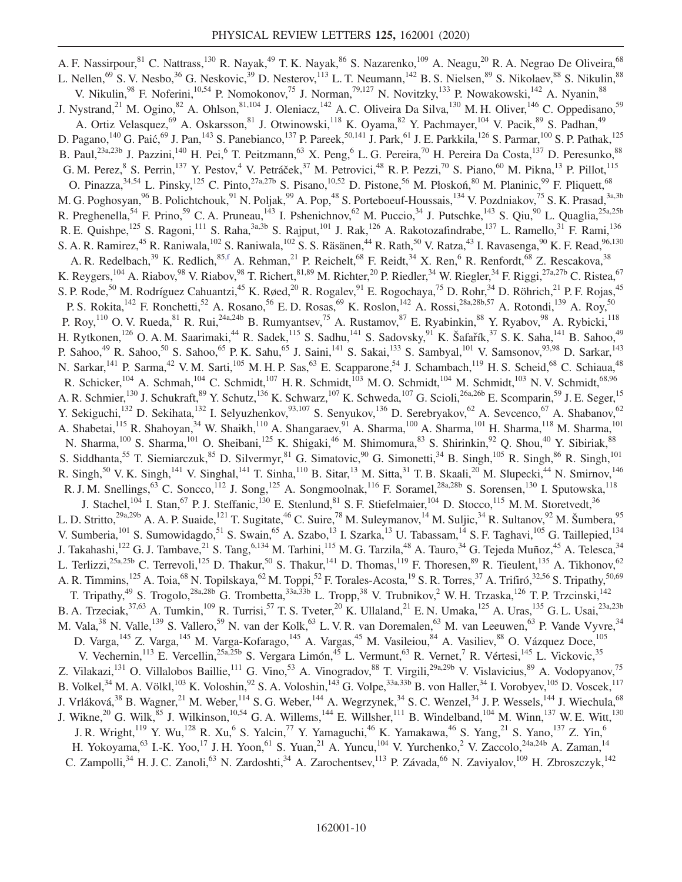A. F. Nassirpour,[81] C. Nattrass,[130] R. Nayak,[49] T. K. Nayak,[86] S. Nazarenko,[109] A. Neagu,[20] R. A. Negrao De Oliveira,[68] L. Nellen,[69] S. V. Nesbo,[36] G. Neskovic,[39] D. Nesterov,[113] L. T. Neumann,[142] B. S. Nielsen,[89] S. Nikolaev,[88] S. Nikulin,[88] V. Nikulin,[98] F. Noferini,[10,54] P. Nomokonov,[75] J. Norman,[79,127] N. Novitzky,[133] P. Nowakowski,[142] A. Nyanin,[88] J. Nystrand,[21] M. Ogino,[82] A. Ohlson,[81,104] J. Oleniacz,[142] A. C. Oliveira Da Silva,[130] M. H. Oliver,[146] C. Oppedisano,[59] A. Ortiz Velasquez,[69] A. Oskarsson,[81] J. Otwinowski,[118] K. Oyama,[82] Y. Pachmayer,[104] V. Pacik,[89] S. Padhan,[49] D. Pagano,[140] G. Paić,[69] J. Pan,[143] S. Panebianco,[137] P. Pareek,[50,141] J. Park,[61] J. E. Parkkila,[126] S. Parmar,[100] S. P. Pathak,[125] B. Paul,[23a,23b] J. Pazzini,[140] H. Pei,[6] T. Peitzmann,[63] X. Peng,[6] L. G. Pereira,[70] H. Pereira Da Costa,[137] D. Peresunko,[88] G. M. Perez,[8] S. Perrin,[137] Y. Pestov,[4] V. Petráček,[37] M. Petrovici,[48] R. P. Pezzi,[70] S. Piano,[60] M. Pikna,[13] P. Pillot,[115] O. Pinazza,[34,54] L. Pinsky,[125] C. Pinto,[27a,27b] S. Pisano,[10,52] D. Pistone,[56] M. Płoskoń,[80] M. Planinic,[99] F. Pliquett,[68] M. G. Poghosyan,[96] B. Polichtchouk,[91] N. Poljak,[99] A. Pop,[48] S. Porteboeuf-Houssais,[134] V. Pozdniakov,[75] S. K. Prasad,[3a,3b] R. Preghenella,[54] F. Prino,[59] C. A. Pruneau,[143] I. Pshenichnov,[62] M. Puccio,[34] J. Putschke,[143] S. Qiu,[90] L. Quaglia,[25a,25b] R. E. Quishpe,[125] S. Ragoni,[111] S. Raha,[3a,3b] S. Rajput,[101] J. Rak,[126] A. Rakotozafindrabe,[137] L. Ramello,[31] F. Rami,[136] S. A. R. Ramirez,[45] R. Raniwala,[102] S. Raniwala,[102] S. S. Räsänen,[44] R. Rath,[50] V. Ratza,[43] I. Ravasenga,[90] K. F. Read,[96,130] A. R. Redelbach,[39] K. Redlich,[85,f] A. Rehman,[21] P. Reichelt,[68] F. Reidt,[34] X. Ren,[6] R. Renfordt,[68] Z. Rescakova,[38] K. Reygers,[104] A. Riabov,[98] V. Riabov,[98] T. Richert,[81,89] M. Richter,[20] P. Riedler,[34] W. Riegler,[34] F. Riggi,[27a,27b] C. Ristea,[67] S. P. Rode,[50] M. Rodríguez Cahuantzi,[45] K. Røed,[20] R. Rogalev,[91] E. Rogochaya,[75] D. Rohr,[34] D. Röhrich,[21] P. F. Rojas,[45] P. S. Rokita,[142] F. Ronchetti,[52] A. Rosano,[56] E. D. Rosas,[69] K. Roslon,[142] A. Rossi,[28a,28b,57] A. Rotondi,[139] A. Roy,[50] P. Roy,[110] O. V. Rueda,[81] R. Rui,[24a,24b] B. Rumyantsev,[75] A. Rustamov,[87] E. Ryabinkin,[88] Y. Ryabov,[98] A. Rybicki,[118] H. Rytkonen,[126] O. A. M. Saarimaki,[44] R. Sadek,[115] S. Sadhu,[141] S. Sadovsky,[91] K. Šafařík,[37] S. K. Saha,[141] B. Sahoo,[49] P. Sahoo,[49] R. Sahoo,[50] S. Sahoo,[65] P. K. Sahu,[65] J. Saini,[141] S. Sakai,[133] S. Sambyal,[101] V. Samsonov,[93,98] D. Sarkar,[143] N. Sarkar,[141] P. Sarma,[42] V. M. Sarti,[105] M. H. P. Sas,[63] E. Scapparone,[54] J. Schambach,[119] H. S. Scheid,[68] C. Schiaua,[48] R. Schicker,[104] A. Schmah,[104] C. Schmidt,[107] H. R. Schmidt,[103] M. O. Schmidt,[104] M. Schmidt,[103] N. V. Schmidt,[68,96] A. R. Schmier,[130] J. Schukraft,[89] Y. Schutz,[136] K. Schwarz,[107] K. Schweda,[107] G. Scioli,[26a,26b] E. Scomparin,[59] J. E. Seger,[15] Y. Sekiguchi,[132] D. Sekihata,[132] I. Selyuzhenkov,[93,107] S. Senyukov,[136] D. Serebryakov,[62] A. Sevcenco,[67] A. Shabanov,[62] A. Shabetai,[115] R. Shahoyan,[34] W. Shaikh,[110] A. Shangaraev,[91] A. Sharma,[100] A. Sharma,[101] H. Sharma,[118] M. Sharma,[101] N. Sharma,[100] S. Sharma,[101] O. Sheibani,[125] K. Shigaki,[46] M. Shimomura,[83] S. Shirinkin,[92] Q. Shou,[40] Y. Sibiriak,[88] S. Siddhanta,[55] T. Siemiarczuk,[85] D. Silvermyr,[81] G. Simatovic,[90] G. Simonetti,[34] B. Singh,[105] R. Singh,[86] R. Singh,[101] R. Singh,[50] V. K. Singh,[141] V. Singhal,[141] T. Sinha,[110] B. Sitar,[13] M. Sitta,[31] T. B. Skaali,[20] M. Slupecki,[44] N. Smirnov,[146] R. J. M. Snellings,[63] C. Soncco,[112] J. Song,[125] A. Songmoolnak,[116] F. Soramel,[28a,28b] S. Sorensen,[130] I. Sputowska,[118] J. Stachel,[104] I. Stan,[67] P. J. Steffanic,[130] E. Stenlund,[81] S. F. Stiefelmaier,[104] D. Stocco,[115] M. M. Storetvedt,[36] L. D. Stritto,[29a,29b] A. A. P. Suaide,[121] T. Sugitate,[46] C. Suire,[78] M. Suleymanov,[14] M. Suljic,[34] R. Sultanov,[92] M. Šumbera,[95] V. Sumberia,[101] S. Sumowidagdo,[51] S. Swain,[65] A. Szabo,[13] I. Szarka,[13] U. Tabassam,[14] S. F. Taghavi,[105] G. Taillepied,[134] J. Takahashi,[122] G. J. Tambave,[21] S. Tang,[6,134] M. Tarhini,[115] M. G. Tarzila,[48] A. Tauro,[34] G. Tejeda Muñoz,[45] A. Telesca,[34] L. Terlizzi,[25a,25b] C. Terrevoli,[125] D. Thakur,[50] S. Thakur,[141] D. Thomas,[119] F. Thoresen,[89] R. Tieulent,[135] A. Tikhonov,[62] A. R. Timmins,[125] A. Toia,[68] N. Topilskaya,[62] M. Toppi,[52] F. Torales-Acosta,[19] S. R. Torres,[37] A. Trifiró,[32,56] S. Tripathy,[50,69] T. Tripathy,[49] S. Trogolo,[28a,28b] G. Trombetta,[33a,33b] L. Tropp,[38] V. Trubnikov,[2] W. H. Trzaska,[126] T. P. Trzcinski,[142] B. A. Trzeciak,[37,63] A. Tumkin,[109] R. Turrisi,[57] T. S. Tveter,[20] K. Ullaland,[21] E. N. Umaka,[125] A. Uras,[135] G. L. Usai,[23a,23b] M. Vala,[38] N. Valle,[139] S. Vallero,[59] N. van der Kolk,[63] L. V. R. van Doremalen,[63] M. van Leeuwen,[63] P. Vande Vyvre,[34] D. Varga,[145] Z. Varga,[145] M. Varga-Kofarago,[145] A. Vargas,[45] M. Vasileiou,[84] A. Vasiliev,[88] O. Vázquez Doce,[105] V. Vechernin,[113] E. Vercellin,[25a,25b] S. Vergara Limón,[45] L. Vermunt,[63] R. Vernet,[7] R. Vértesi,[145] L. Vickovic,[35] Z. Vilakazi,[131] O. Villalobos Baillie,[111] G. Vino,[53] A. Vinogradov,[88] T. Virgili,[29a,29b] V. Vislavicius,[89] A. Vodopyanov,[75] B. Volkel,[34] M. A. Völkl,[103] K. Voloshin,[92] S. A. Voloshin,[143] G. Volpe,[33a,33b] B. von Haller,[34] I. Vorobyev,[105] D. Voscek,[117] J. Vrláková,[38] B. Wagner,[21] M. Weber,[114] S. G. Weber,[144] A. Wegrzynek,[34] S. C. Wenzel,[34] J. P. Wessels,[144] J. Wiechula,[68] J. Wikne,[20] G. Wilk,[85] J. Wilkinson,[10,54] G. A. Willems,[144] E. Willsher,[111] B. Windelband,[104] M. Winn,[137] W. E. Witt,[130] J. R. Wright,[119] Y. Wu,[128] R. Xu,[6] S. Yalcin,[77] Y. Yamaguchi,[46] K. Yamakawa,[46] S. Yang,[21] S. Yano,[137] Z. Yin,[6] H. Yokoyama,[63] I.-K. Yoo,[17] J. H. Yoon,[61] S. Yuan,[21] A. Yuncu,[104] V. Yurchenko,[2] V. Zaccolo,[24a,24b] A. Zaman,[14] C. Zampolli,[34] H. J. C. Zanoli,[63] N. Zardoshti,[34] A. Zarochentsev,[113] P. Závada,[66] N. Zaviyalov,[109] H. Zbroszczyk,[142]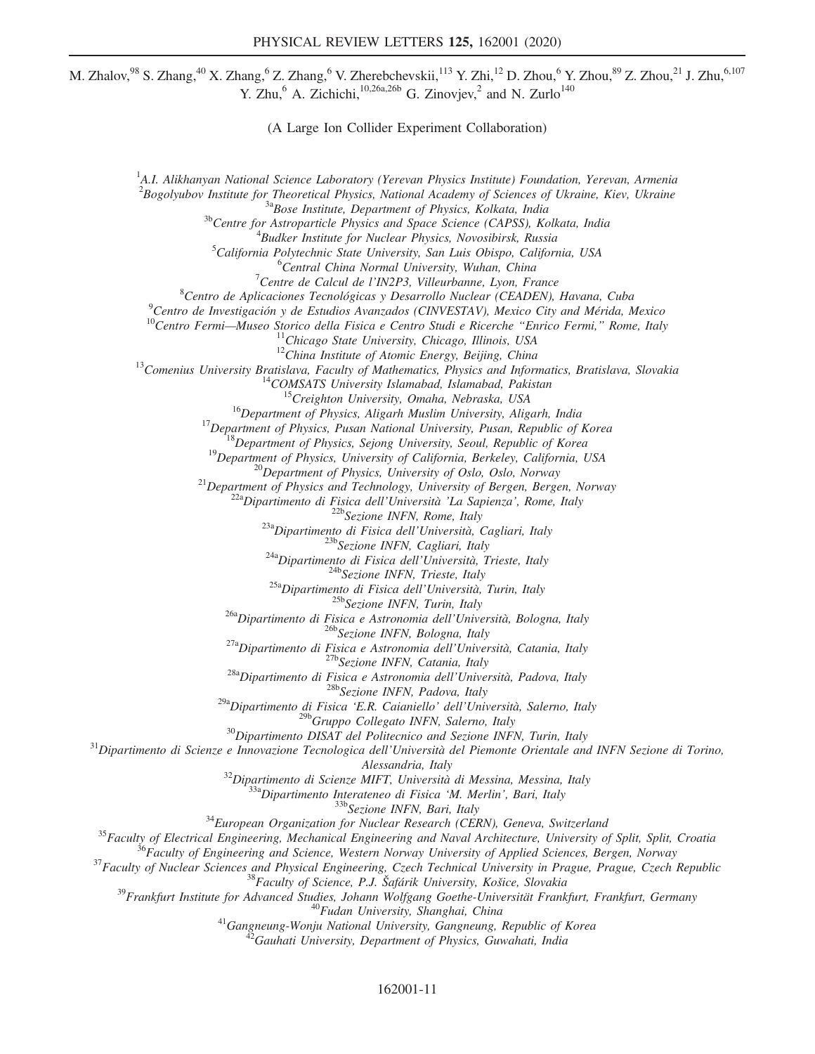M. Zhalov,[98] S. Zhang,[40] X. Zhang,[6] Z. Zhang,[6] V. Zherebchevskii,[113] Y. Zhi,[12] D. Zhou,[6] Y. Zhou,[89] Z. Zhou,[21] J. Zhu,[6,107] Y. Zhu,[6] A. Zichichi,[10,26a,26b] G. Zinovjev,[2] and N. Zurlo[140]

(A Large Ion Collider Experiment Collaboration)

[1]*A.I. Alikhanyan National Science Laboratory (Yerevan Physics Institute) Foundation, Yerevan, Armenia*
[2]*Bogolyubov Institute for Theoretical Physics, National Academy of Sciences of Ukraine, Kiev, Ukraine*
[3a]*Bose Institute, Department of Physics, Kolkata, India*
[3b]*Centre for Astroparticle Physics and Space Science (CAPSS), Kolkata, India*
[4]*Budker Institute for Nuclear Physics, Novosibirsk, Russia*
[5]*California Polytechnic State University, San Luis Obispo, California, USA*
[6]*Central China Normal University, Wuhan, China*
[7]*Centre de Calcul de l'IN2P3, Villeurbanne, Lyon, France*
[8]*Centro de Aplicaciones Tecnológicas y Desarrollo Nuclear (CEADEN), Havana, Cuba*
[9]*Centro de Investigación y de Estudios Avanzados (CINVESTAV), Mexico City and Mérida, Mexico*
[10]*Centro Fermi—Museo Storico della Fisica e Centro Studi e Ricerche "Enrico Fermi," Rome, Italy*
[11]*Chicago State University, Chicago, Illinois, USA*
[12]*China Institute of Atomic Energy, Beijing, China*
[13]*Comenius University Bratislava, Faculty of Mathematics, Physics and Informatics, Bratislava, Slovakia*
[14]*COMSATS University Islamabad, Islamabad, Pakistan*
[15]*Creighton University, Omaha, Nebraska, USA*
[16]*Department of Physics, Aligarh Muslim University, Aligarh, India*
[17]*Department of Physics, Pusan National University, Pusan, Republic of Korea*
[18]*Department of Physics, Sejong University, Seoul, Republic of Korea*
[19]*Department of Physics, University of California, Berkeley, California, USA*
[20]*Department of Physics, University of Oslo, Oslo, Norway*
[21]*Department of Physics and Technology, University of Bergen, Bergen, Norway*
[22a]*Dipartimento di Fisica dell'Università 'La Sapienza', Rome, Italy*
[22b]*Sezione INFN, Rome, Italy*
[23a]*Dipartimento di Fisica dell'Università, Cagliari, Italy*
[23b]*Sezione INFN, Cagliari, Italy*
[24a]*Dipartimento di Fisica dell'Università, Trieste, Italy*
[24b]*Sezione INFN, Trieste, Italy*
[25a]*Dipartimento di Fisica dell'Università, Turin, Italy*
[25b]*Sezione INFN, Turin, Italy*
[26a]*Dipartimento di Fisica e Astronomia dell'Università, Bologna, Italy*
[26b]*Sezione INFN, Bologna, Italy*
[27a]*Dipartimento di Fisica e Astronomia dell'Università, Catania, Italy*
[27b]*Sezione INFN, Catania, Italy*
[28a]*Dipartimento di Fisica e Astronomia dell'Università, Padova, Italy*
[28b]*Sezione INFN, Padova, Italy*
[29a]*Dipartimento di Fisica 'E.R. Caianiello' dell'Università, Salerno, Italy*
[29b]*Gruppo Collegato INFN, Salerno, Italy*
[30]*Dipartimento DISAT del Politecnico and Sezione INFN, Turin, Italy*
[31]*Dipartimento di Scienze e Innovazione Tecnologica dell'Università del Piemonte Orientale and INFN Sezione di Torino, Alessandria, Italy*
[32]*Dipartimento di Scienze MIFT, Università di Messina, Messina, Italy*
[33a]*Dipartimento Interateneo di Fisica 'M. Merlin', Bari, Italy*
[33b]*Sezione INFN, Bari, Italy*
[34]*European Organization for Nuclear Research (CERN), Geneva, Switzerland*
[35]*Faculty of Electrical Engineering, Mechanical Engineering and Naval Architecture, University of Split, Split, Croatia*
[36]*Faculty of Engineering and Science, Western Norway University of Applied Sciences, Bergen, Norway*
[37]*Faculty of Nuclear Sciences and Physical Engineering, Czech Technical University in Prague, Prague, Czech Republic*
[38]*Faculty of Science, P.J. Šafárik University, Košice, Slovakia*
[39]*Frankfurt Institute for Advanced Studies, Johann Wolfgang Goethe-Universität Frankfurt, Frankfurt, Germany*
[40]*Fudan University, Shanghai, China*
[41]*Gangneung-Wonju National University, Gangneung, Republic of Korea*
[42]*Gauhati University, Department of Physics, Guwahati, India*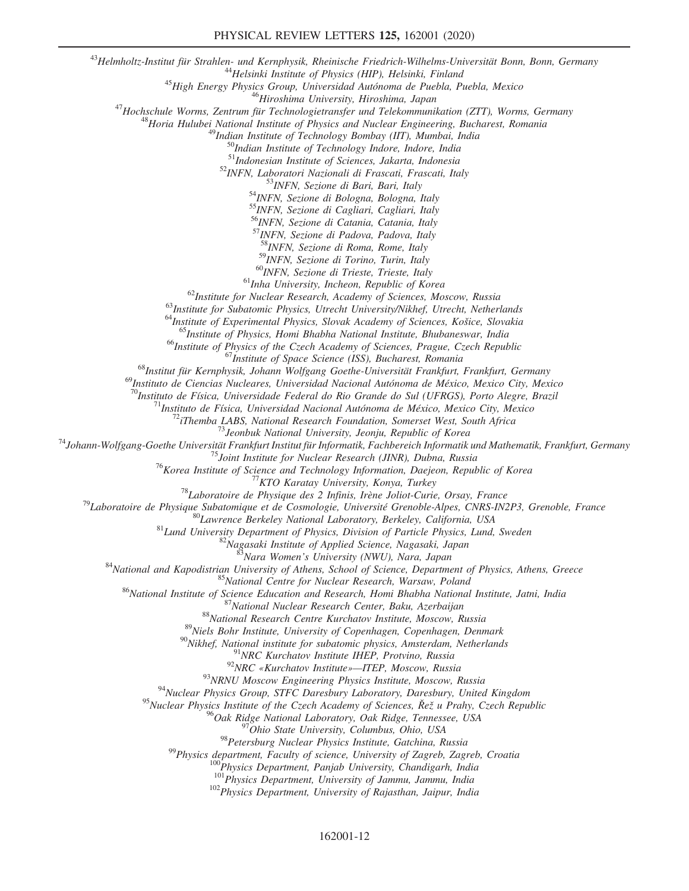[43]Helmholtz-Institut für Strahlen- und Kernphysik, Rheinische Friedrich-Wilhelms-Universität Bonn, Bonn, Germany
[44]Helsinki Institute of Physics (HIP), Helsinki, Finland
[45]High Energy Physics Group, Universidad Autónoma de Puebla, Puebla, Mexico
[46]Hiroshima University, Hiroshima, Japan
[47]Hochschule Worms, Zentrum für Technologietransfer und Telekommunikation (ZTT), Worms, Germany
[48]Horia Hulubei National Institute of Physics and Nuclear Engineering, Bucharest, Romania
[49]Indian Institute of Technology Bombay (IIT), Mumbai, India
[50]Indian Institute of Technology Indore, Indore, India
[51]Indonesian Institute of Sciences, Jakarta, Indonesia
[52]INFN, Laboratori Nazionali di Frascati, Frascati, Italy
[53]INFN, Sezione di Bari, Bari, Italy
[54]INFN, Sezione di Bologna, Bologna, Italy
[55]INFN, Sezione di Cagliari, Cagliari, Italy
[56]INFN, Sezione di Catania, Catania, Italy
[57]INFN, Sezione di Padova, Padova, Italy
[58]INFN, Sezione di Roma, Rome, Italy
[59]INFN, Sezione di Torino, Turin, Italy
[60]INFN, Sezione di Trieste, Trieste, Italy
[61]Inha University, Incheon, Republic of Korea
[62]Institute for Nuclear Research, Academy of Sciences, Moscow, Russia
[63]Institute for Subatomic Physics, Utrecht University/Nikhef, Utrecht, Netherlands
[64]Institute of Experimental Physics, Slovak Academy of Sciences, Košice, Slovakia
[65]Institute of Physics, Homi Bhabha National Institute, Bhubaneswar, India
[66]Institute of Physics of the Czech Academy of Sciences, Prague, Czech Republic
[67]Institute of Space Science (ISS), Bucharest, Romania
[68]Institut für Kernphysik, Johann Wolfgang Goethe-Universität Frankfurt, Frankfurt, Germany
[69]Instituto de Ciencias Nucleares, Universidad Nacional Autónoma de México, Mexico City, Mexico
[70]Instituto de Física, Universidade Federal do Rio Grande do Sul (UFRGS), Porto Alegre, Brazil
[71]Instituto de Física, Universidad Nacional Autónoma de México, Mexico City, Mexico
[72]iThemba LABS, National Research Foundation, Somerset West, South Africa
[73]Jeonbuk National University, Jeonju, Republic of Korea
[74]Johann-Wolfgang-Goethe Universität Frankfurt Institut für Informatik, Fachbereich Informatik und Mathematik, Frankfurt, Germany
[75]Joint Institute for Nuclear Research (JINR), Dubna, Russia
[76]Korea Institute of Science and Technology Information, Daejeon, Republic of Korea
[77]KTO Karatay University, Konya, Turkey
[78]Laboratoire de Physique des 2 Infinis, Irène Joliot-Curie, Orsay, France
[79]Laboratoire de Physique Subatomique et de Cosmologie, Université Grenoble-Alpes, CNRS-IN2P3, Grenoble, France
[80]Lawrence Berkeley National Laboratory, Berkeley, California, USA
[81]Lund University Department of Physics, Division of Particle Physics, Lund, Sweden
[82]Nagasaki Institute of Applied Science, Nagasaki, Japan
[83]Nara Women's University (NWU), Nara, Japan
[84]National and Kapodistrian University of Athens, School of Science, Department of Physics, Athens, Greece
[85]National Centre for Nuclear Research, Warsaw, Poland
[86]National Institute of Science Education and Research, Homi Bhabha National Institute, Jatni, India
[87]National Nuclear Research Center, Baku, Azerbaijan
[88]National Research Centre Kurchatov Institute, Moscow, Russia
[89]Niels Bohr Institute, University of Copenhagen, Copenhagen, Denmark
[90]Nikhef, National institute for subatomic physics, Amsterdam, Netherlands
[91]NRC Kurchatov Institute IHEP, Protvino, Russia
[92]NRC «Kurchatov Institute»—ITEP, Moscow, Russia
[93]NRNU Moscow Engineering Physics Institute, Moscow, Russia
[94]Nuclear Physics Group, STFC Daresbury Laboratory, Daresbury, United Kingdom
[95]Nuclear Physics Institute of the Czech Academy of Sciences, Řež u Prahy, Czech Republic
[96]Oak Ridge National Laboratory, Oak Ridge, Tennessee, USA
[97]Ohio State University, Columbus, Ohio, USA
[98]Petersburg Nuclear Physics Institute, Gatchina, Russia
[99]Physics department, Faculty of science, University of Zagreb, Zagreb, Croatia
[100]Physics Department, Panjab University, Chandigarh, India
[101]Physics Department, University of Jammu, Jammu, India
[102]Physics Department, University of Rajasthan, Jaipur, India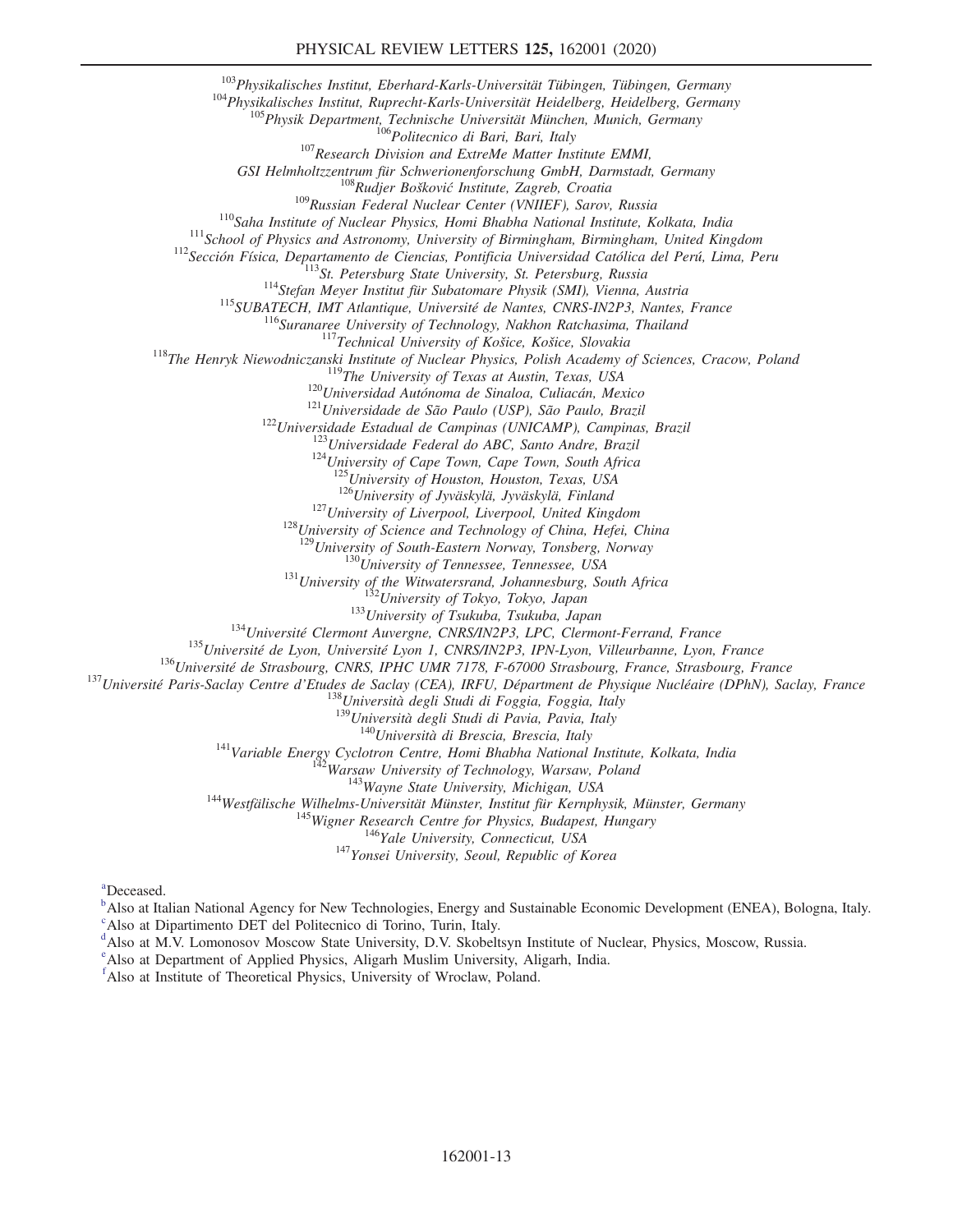[103]Physikalisches Institut, Eberhard-Karls-Universität Tübingen, Tübingen, Germany
[104]Physikalisches Institut, Ruprecht-Karls-Universität Heidelberg, Heidelberg, Germany
[105]Physik Department, Technische Universität München, Munich, Germany
[106]Politecnico di Bari, Bari, Italy
[107]Research Division and ExtreMe Matter Institute EMMI, GSI Helmholtzzentrum für Schwerionenforschung GmbH, Darmstadt, Germany
[108]Rudjer Bošković Institute, Zagreb, Croatia
[109]Russian Federal Nuclear Center (VNIIEF), Sarov, Russia
[110]Saha Institute of Nuclear Physics, Homi Bhabha National Institute, Kolkata, India
[111]School of Physics and Astronomy, University of Birmingham, Birmingham, United Kingdom
[112]Sección Física, Departamento de Ciencias, Pontificia Universidad Católica del Perú, Lima, Peru
[113]St. Petersburg State University, St. Petersburg, Russia
[114]Stefan Meyer Institut für Subatomare Physik (SMI), Vienna, Austria
[115]SUBATECH, IMT Atlantique, Université de Nantes, CNRS-IN2P3, Nantes, France
[116]Suranaree University of Technology, Nakhon Ratchasima, Thailand
[117]Technical University of Košice, Košice, Slovakia
[118]The Henryk Niewodniczanski Institute of Nuclear Physics, Polish Academy of Sciences, Cracow, Poland
[119]The University of Texas at Austin, Texas, USA
[120]Universidad Autónoma de Sinaloa, Culiacán, Mexico
[121]Universidade de São Paulo (USP), São Paulo, Brazil
[122]Universidade Estadual de Campinas (UNICAMP), Campinas, Brazil
[123]Universidade Federal do ABC, Santo Andre, Brazil
[124]University of Cape Town, Cape Town, South Africa
[125]University of Houston, Houston, Texas, USA
[126]University of Jyväskylä, Jyväskylä, Finland
[127]University of Liverpool, Liverpool, United Kingdom
[128]University of Science and Technology of China, Hefei, China
[129]University of South-Eastern Norway, Tonsberg, Norway
[130]University of Tennessee, Tennessee, USA
[131]University of the Witwatersrand, Johannesburg, South Africa
[132]University of Tokyo, Tokyo, Japan
[133]University of Tsukuba, Tsukuba, Japan
[134]Université Clermont Auvergne, CNRS/IN2P3, LPC, Clermont-Ferrand, France
[135]Université de Lyon, Université Lyon 1, CNRS/IN2P3, IPN-Lyon, Villeurbanne, Lyon, France
[136]Université de Strasbourg, CNRS, IPHC UMR 7178, F-67000 Strasbourg, France, Strasbourg, France
[137]Université Paris-Saclay Centre d'Etudes de Saclay (CEA), IRFU, Départment de Physique Nucléaire (DPhN), Saclay, France
[138]Università degli Studi di Foggia, Foggia, Italy
[139]Università degli Studi di Pavia, Pavia, Italy
[140]Università di Brescia, Brescia, Italy
[141]Variable Energy Cyclotron Centre, Homi Bhabha National Institute, Kolkata, India
[142]Warsaw University of Technology, Warsaw, Poland
[143]Wayne State University, Michigan, USA
[144]Westfälische Wilhelms-Universität Münster, Institut für Kernphysik, Münster, Germany
[145]Wigner Research Centre for Physics, Budapest, Hungary
[146]Yale University, Connecticut, USA
[147]Yonsei University, Seoul, Republic of Korea

[a]Deceased.
[b]Also at Italian National Agency for New Technologies, Energy and Sustainable Economic Development (ENEA), Bologna, Italy.
[c]Also at Dipartimento DET del Politecnico di Torino, Turin, Italy.
[d]Also at M.V. Lomonosov Moscow State University, D.V. Skobeltsyn Institute of Nuclear, Physics, Moscow, Russia.
[e]Also at Department of Applied Physics, Aligarh Muslim University, Aligarh, India.
[f]Also at Institute of Theoretical Physics, University of Wroclaw, Poland.